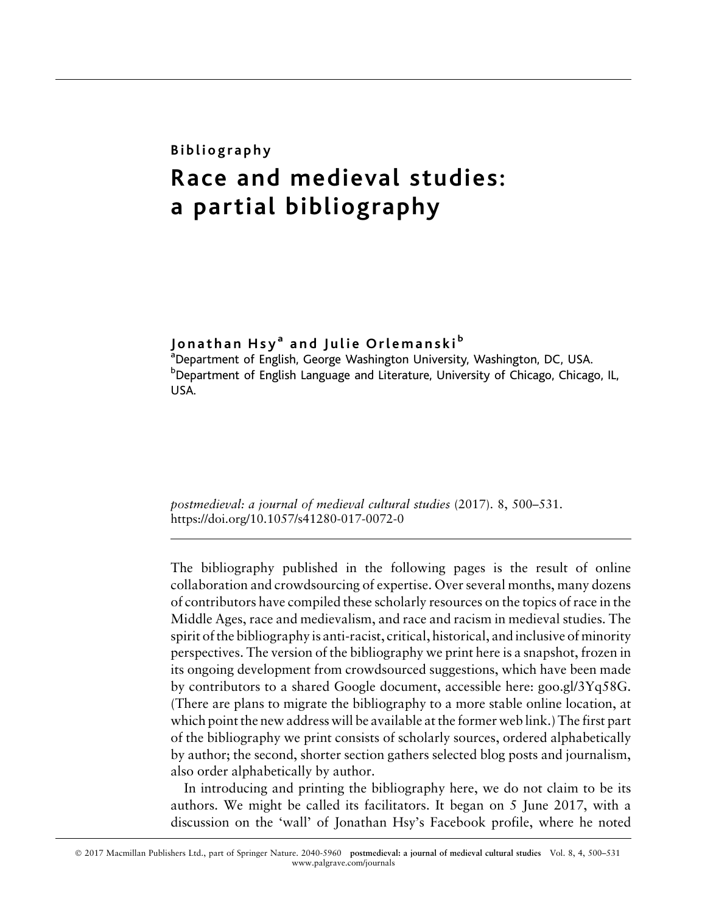**Bibliography**

# Race and medieval studies: a partial bibliography

**Jonathan Hsy[a] and Julie Orlemanski[b]**

[a]Department of English, George Washington University, Washington, DC, USA.
[b]Department of English Language and Literature, University of Chicago, Chicago, IL, USA.

*postmedieval: a journal of medieval cultural studies* (2017). 8, 500–531.
https://doi.org/10.1057/s41280-017-0072-0

The bibliography published in the following pages is the result of online collaboration and crowdsourcing of expertise. Over several months, many dozens of contributors have compiled these scholarly resources on the topics of race in the Middle Ages, race and medievalism, and race and racism in medieval studies. The spirit of the bibliography is anti-racist, critical, historical, and inclusive of minority perspectives. The version of the bibliography we print here is a snapshot, frozen in its ongoing development from crowdsourced suggestions, which have been made by contributors to a shared Google document, accessible here: goo.gl/3Yq58G. (There are plans to migrate the bibliography to a more stable online location, at which point the new address will be available at the former web link.) The first part of the bibliography we print consists of scholarly sources, ordered alphabetically by author; the second, shorter section gathers selected blog posts and journalism, also order alphabetically by author.

In introducing and printing the bibliography here, we do not claim to be its authors. We might be called its facilitators. It began on 5 June 2017, with a discussion on the 'wall' of Jonathan Hsy's Facebook profile, where he noted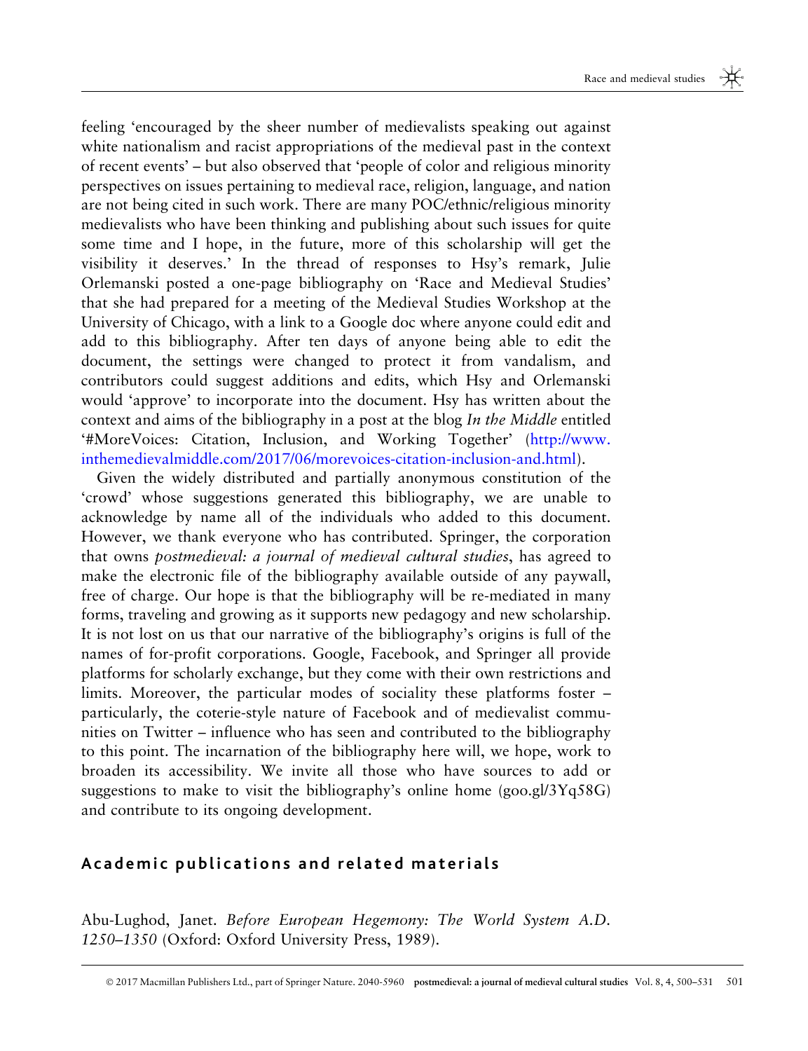feeling 'encouraged by the sheer number of medievalists speaking out against white nationalism and racist appropriations of the medieval past in the context of recent events' – but also observed that 'people of color and religious minority perspectives on issues pertaining to medieval race, religion, language, and nation are not being cited in such work. There are many POC/ethnic/religious minority medievalists who have been thinking and publishing about such issues for quite some time and I hope, in the future, more of this scholarship will get the visibility it deserves.' In the thread of responses to Hsy's remark, Julie Orlemanski posted a one-page bibliography on 'Race and Medieval Studies' that she had prepared for a meeting of the Medieval Studies Workshop at the University of Chicago, with a link to a Google doc where anyone could edit and add to this bibliography. After ten days of anyone being able to edit the document, the settings were changed to protect it from vandalism, and contributors could suggest additions and edits, which Hsy and Orlemanski would 'approve' to incorporate into the document. Hsy has written about the context and aims of the bibliography in a post at the blog *In the Middle* entitled '#MoreVoices: Citation, Inclusion, and Working Together' (http://www.inthemedievalmiddle.com/2017/06/morevoices-citation-inclusion-and.html).

Given the widely distributed and partially anonymous constitution of the 'crowd' whose suggestions generated this bibliography, we are unable to acknowledge by name all of the individuals who added to this document. However, we thank everyone who has contributed. Springer, the corporation that owns *postmedieval: a journal of medieval cultural studies*, has agreed to make the electronic file of the bibliography available outside of any paywall, free of charge. Our hope is that the bibliography will be re-mediated in many forms, traveling and growing as it supports new pedagogy and new scholarship. It is not lost on us that our narrative of the bibliography's origins is full of the names of for-profit corporations. Google, Facebook, and Springer all provide platforms for scholarly exchange, but they come with their own restrictions and limits. Moreover, the particular modes of sociality these platforms foster – particularly, the coterie-style nature of Facebook and of medievalist communities on Twitter – influence who has seen and contributed to the bibliography to this point. The incarnation of the bibliography here will, we hope, work to broaden its accessibility. We invite all those who have sources to add or suggestions to make to visit the bibliography's online home (goo.gl/3Yq58G) and contribute to its ongoing development.

## Academic publications and related materials

Abu-Lughod, Janet. *Before European Hegemony: The World System A.D. 1250–1350* (Oxford: Oxford University Press, 1989).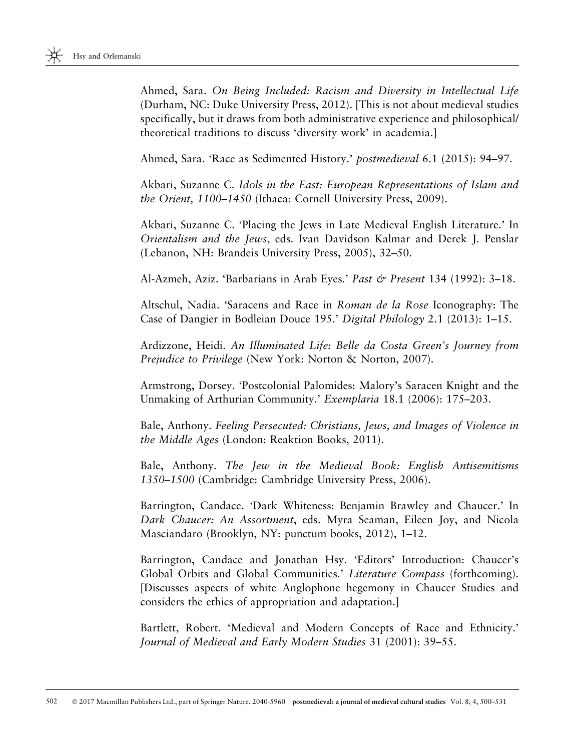Ahmed, Sara. *On Being Included: Racism and Diversity in Intellectual Life* (Durham, NC: Duke University Press, 2012). [This is not about medieval studies specifically, but it draws from both administrative experience and philosophical/ theoretical traditions to discuss 'diversity work' in academia.]

Ahmed, Sara. 'Race as Sedimented History.' *postmedieval* 6.1 (2015): 94–97.

Akbari, Suzanne C. *Idols in the East: European Representations of Islam and the Orient, 1100–1450* (Ithaca: Cornell University Press, 2009).

Akbari, Suzanne C. 'Placing the Jews in Late Medieval English Literature.' In *Orientalism and the Jews*, eds. Ivan Davidson Kalmar and Derek J. Penslar (Lebanon, NH: Brandeis University Press, 2005), 32–50.

Al-Azmeh, Aziz. 'Barbarians in Arab Eyes.' *Past & Present* 134 (1992): 3–18.

Altschul, Nadia. 'Saracens and Race in *Roman de la Rose* Iconography: The Case of Dangier in Bodleian Douce 195.' *Digital Philology* 2.1 (2013): 1–15.

Ardizzone, Heidi. *An Illuminated Life: Belle da Costa Green's Journey from Prejudice to Privilege* (New York: Norton & Norton, 2007).

Armstrong, Dorsey. 'Postcolonial Palomides: Malory's Saracen Knight and the Unmaking of Arthurian Community.' *Exemplaria* 18.1 (2006): 175–203.

Bale, Anthony. *Feeling Persecuted: Christians, Jews, and Images of Violence in the Middle Ages* (London: Reaktion Books, 2011).

Bale, Anthony. *The Jew in the Medieval Book: English Antisemitisms 1350–1500* (Cambridge: Cambridge University Press, 2006).

Barrington, Candace. 'Dark Whiteness: Benjamin Brawley and Chaucer.' In *Dark Chaucer: An Assortment*, eds. Myra Seaman, Eileen Joy, and Nicola Masciandaro (Brooklyn, NY: punctum books, 2012), 1–12.

Barrington, Candace and Jonathan Hsy. 'Editors' Introduction: Chaucer's Global Orbits and Global Communities.' *Literature Compass* (forthcoming). [Discusses aspects of white Anglophone hegemony in Chaucer Studies and considers the ethics of appropriation and adaptation.]

Bartlett, Robert. 'Medieval and Modern Concepts of Race and Ethnicity.' *Journal of Medieval and Early Modern Studies* 31 (2001): 39–55.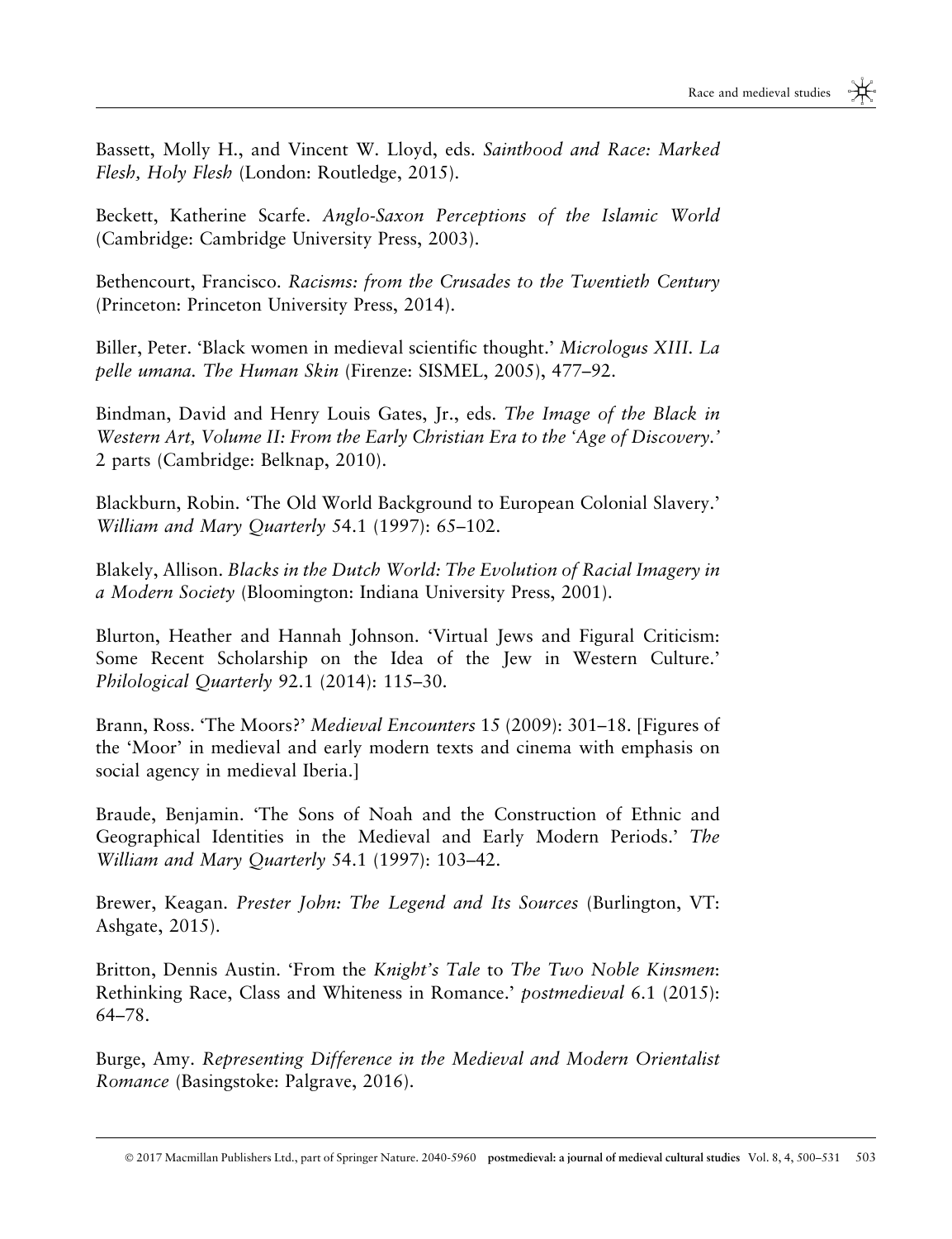Bassett, Molly H., and Vincent W. Lloyd, eds. *Sainthood and Race: Marked Flesh, Holy Flesh* (London: Routledge, 2015).

Beckett, Katherine Scarfe. *Anglo-Saxon Perceptions of the Islamic World* (Cambridge: Cambridge University Press, 2003).

Bethencourt, Francisco. *Racisms: from the Crusades to the Twentieth Century* (Princeton: Princeton University Press, 2014).

Biller, Peter. 'Black women in medieval scientific thought.' *Micrologus XIII. La pelle umana. The Human Skin* (Firenze: SISMEL, 2005), 477–92.

Bindman, David and Henry Louis Gates, Jr., eds. *The Image of the Black in Western Art, Volume II: From the Early Christian Era to the 'Age of Discovery.'* 2 parts (Cambridge: Belknap, 2010).

Blackburn, Robin. 'The Old World Background to European Colonial Slavery.' *William and Mary Quarterly* 54.1 (1997): 65–102.

Blakely, Allison. *Blacks in the Dutch World: The Evolution of Racial Imagery in a Modern Society* (Bloomington: Indiana University Press, 2001).

Blurton, Heather and Hannah Johnson. 'Virtual Jews and Figural Criticism: Some Recent Scholarship on the Idea of the Jew in Western Culture.' *Philological Quarterly* 92.1 (2014): 115–30.

Brann, Ross. 'The Moors?' *Medieval Encounters* 15 (2009): 301–18. [Figures of the 'Moor' in medieval and early modern texts and cinema with emphasis on social agency in medieval Iberia.]

Braude, Benjamin. 'The Sons of Noah and the Construction of Ethnic and Geographical Identities in the Medieval and Early Modern Periods.' *The William and Mary Quarterly* 54.1 (1997): 103–42.

Brewer, Keagan. *Prester John: The Legend and Its Sources* (Burlington, VT: Ashgate, 2015).

Britton, Dennis Austin. 'From the *Knight's Tale* to *The Two Noble Kinsmen*: Rethinking Race, Class and Whiteness in Romance.' *postmedieval* 6.1 (2015): 64–78.

Burge, Amy. *Representing Difference in the Medieval and Modern Orientalist Romance* (Basingstoke: Palgrave, 2016).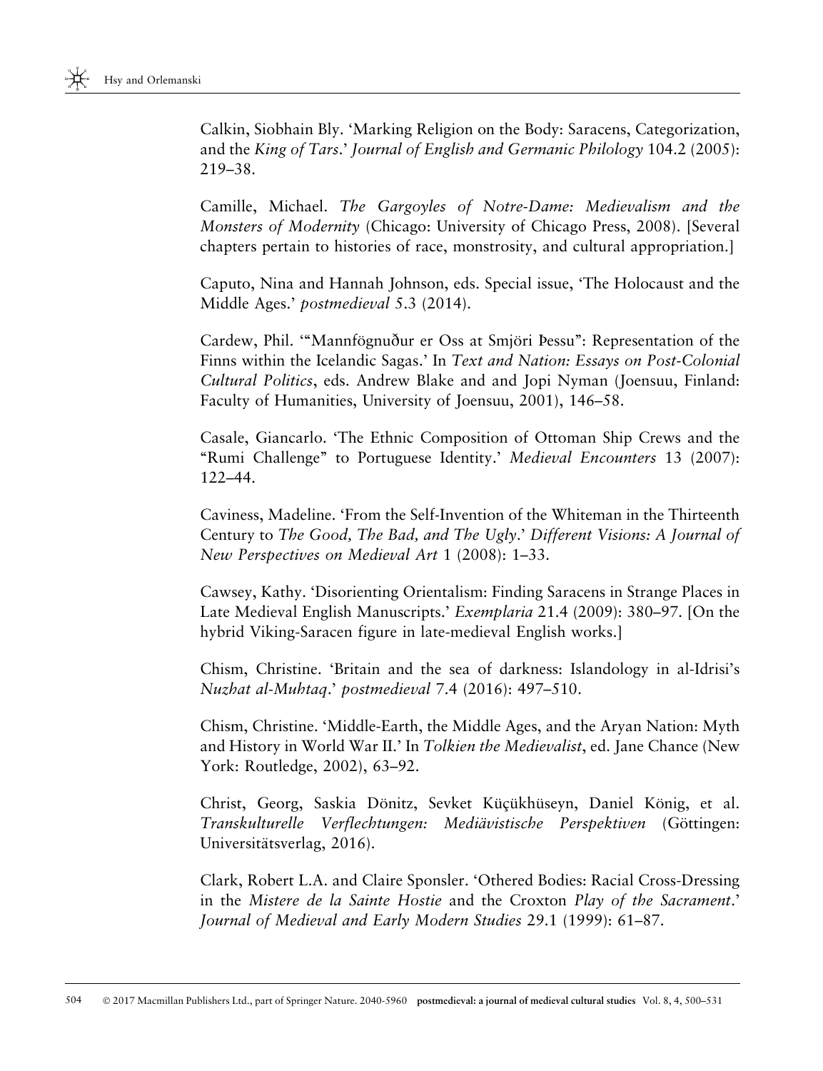Calkin, Siobhain Bly. 'Marking Religion on the Body: Saracens, Categorization, and the *King of Tars*.' *Journal of English and Germanic Philology* 104.2 (2005): 219–38.

Camille, Michael. *The Gargoyles of Notre-Dame: Medievalism and the Monsters of Modernity* (Chicago: University of Chicago Press, 2008). [Several chapters pertain to histories of race, monstrosity, and cultural appropriation.]

Caputo, Nina and Hannah Johnson, eds. Special issue, 'The Holocaust and the Middle Ages.' *postmedieval* 5.3 (2014).

Cardew, Phil. '"Mannfögnuður er Oss at Smjöri Þessu": Representation of the Finns within the Icelandic Sagas.' In *Text and Nation: Essays on Post-Colonial Cultural Politics*, eds. Andrew Blake and and Jopi Nyman (Joensuu, Finland: Faculty of Humanities, University of Joensuu, 2001), 146–58.

Casale, Giancarlo. 'The Ethnic Composition of Ottoman Ship Crews and the "Rumi Challenge" to Portuguese Identity.' *Medieval Encounters* 13 (2007): 122–44.

Caviness, Madeline. 'From the Self-Invention of the Whiteman in the Thirteenth Century to *The Good, The Bad, and The Ugly*.' *Different Visions: A Journal of New Perspectives on Medieval Art* 1 (2008): 1–33.

Cawsey, Kathy. 'Disorienting Orientalism: Finding Saracens in Strange Places in Late Medieval English Manuscripts.' *Exemplaria* 21.4 (2009): 380–97. [On the hybrid Viking-Saracen figure in late-medieval English works.]

Chism, Christine. 'Britain and the sea of darkness: Islandology in al-Idrisi's *Nuzhat al-Muhtaq*.' *postmedieval* 7.4 (2016): 497–510.

Chism, Christine. 'Middle-Earth, the Middle Ages, and the Aryan Nation: Myth and History in World War II.' In *Tolkien the Medievalist*, ed. Jane Chance (New York: Routledge, 2002), 63–92.

Christ, Georg, Saskia Dönitz, Sevket Küçükhüseyn, Daniel König, et al. *Transkulturelle Verflechtungen: Mediävistische Perspektiven* (Göttingen: Universitätsverlag, 2016).

Clark, Robert L.A. and Claire Sponsler. 'Othered Bodies: Racial Cross-Dressing in the *Mistere de la Sainte Hostie* and the Croxton *Play of the Sacrament*.' *Journal of Medieval and Early Modern Studies* 29.1 (1999): 61–87.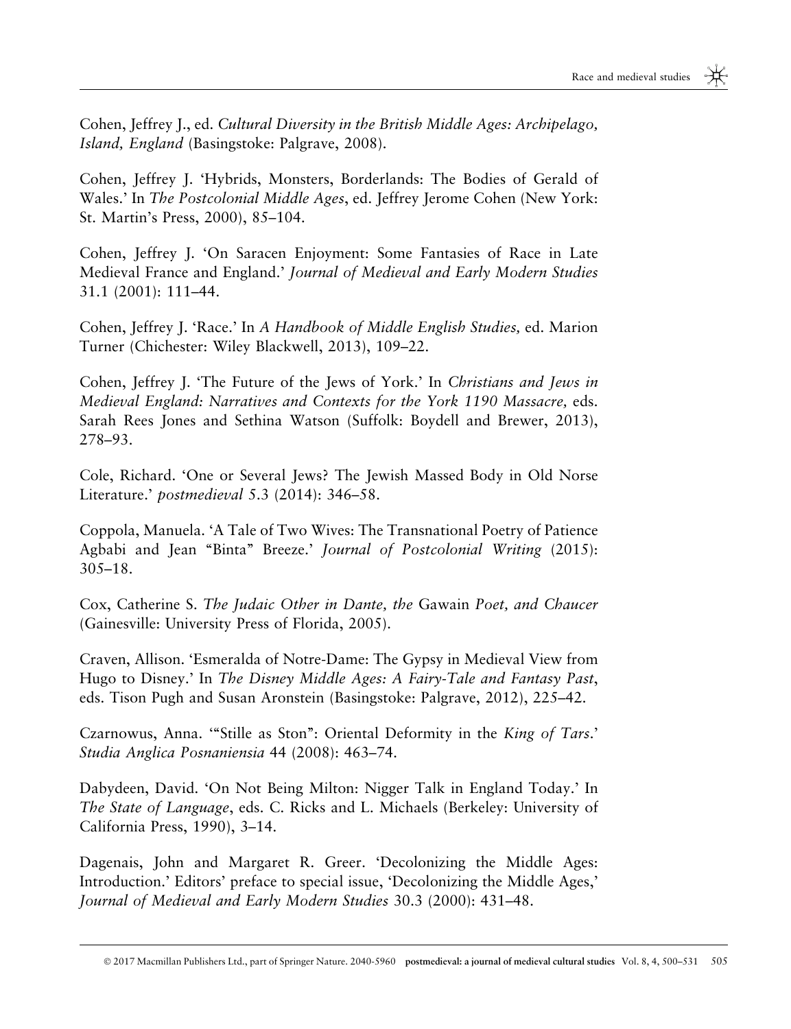Cohen, Jeffrey J., ed. *Cultural Diversity in the British Middle Ages: Archipelago, Island, England* (Basingstoke: Palgrave, 2008).

Cohen, Jeffrey J. 'Hybrids, Monsters, Borderlands: The Bodies of Gerald of Wales.' In *The Postcolonial Middle Ages*, ed. Jeffrey Jerome Cohen (New York: St. Martin's Press, 2000), 85–104.

Cohen, Jeffrey J. 'On Saracen Enjoyment: Some Fantasies of Race in Late Medieval France and England.' *Journal of Medieval and Early Modern Studies* 31.1 (2001): 111–44.

Cohen, Jeffrey J. 'Race.' In *A Handbook of Middle English Studies,* ed. Marion Turner (Chichester: Wiley Blackwell, 2013), 109–22.

Cohen, Jeffrey J. 'The Future of the Jews of York.' In *Christians and Jews in Medieval England: Narratives and Contexts for the York 1190 Massacre,* eds. Sarah Rees Jones and Sethina Watson (Suffolk: Boydell and Brewer, 2013), 278–93.

Cole, Richard. 'One or Several Jews? The Jewish Massed Body in Old Norse Literature.' *postmedieval* 5.3 (2014): 346–58.

Coppola, Manuela. 'A Tale of Two Wives: The Transnational Poetry of Patience Agbabi and Jean "Binta" Breeze.' *Journal of Postcolonial Writing* (2015): 305–18.

Cox, Catherine S. *The Judaic Other in Dante, the* Gawain *Poet, and Chaucer* (Gainesville: University Press of Florida, 2005).

Craven, Allison. 'Esmeralda of Notre-Dame: The Gypsy in Medieval View from Hugo to Disney.' In *The Disney Middle Ages: A Fairy-Tale and Fantasy Past*, eds. Tison Pugh and Susan Aronstein (Basingstoke: Palgrave, 2012), 225–42.

Czarnowus, Anna. '"Stille as Ston": Oriental Deformity in the *King of Tars*.' *Studia Anglica Posnaniensia* 44 (2008): 463–74.

Dabydeen, David. 'On Not Being Milton: Nigger Talk in England Today.' In *The State of Language*, eds. C. Ricks and L. Michaels (Berkeley: University of California Press, 1990), 3–14.

Dagenais, John and Margaret R. Greer. 'Decolonizing the Middle Ages: Introduction.' Editors' preface to special issue, 'Decolonizing the Middle Ages,' *Journal of Medieval and Early Modern Studies* 30.3 (2000): 431–48.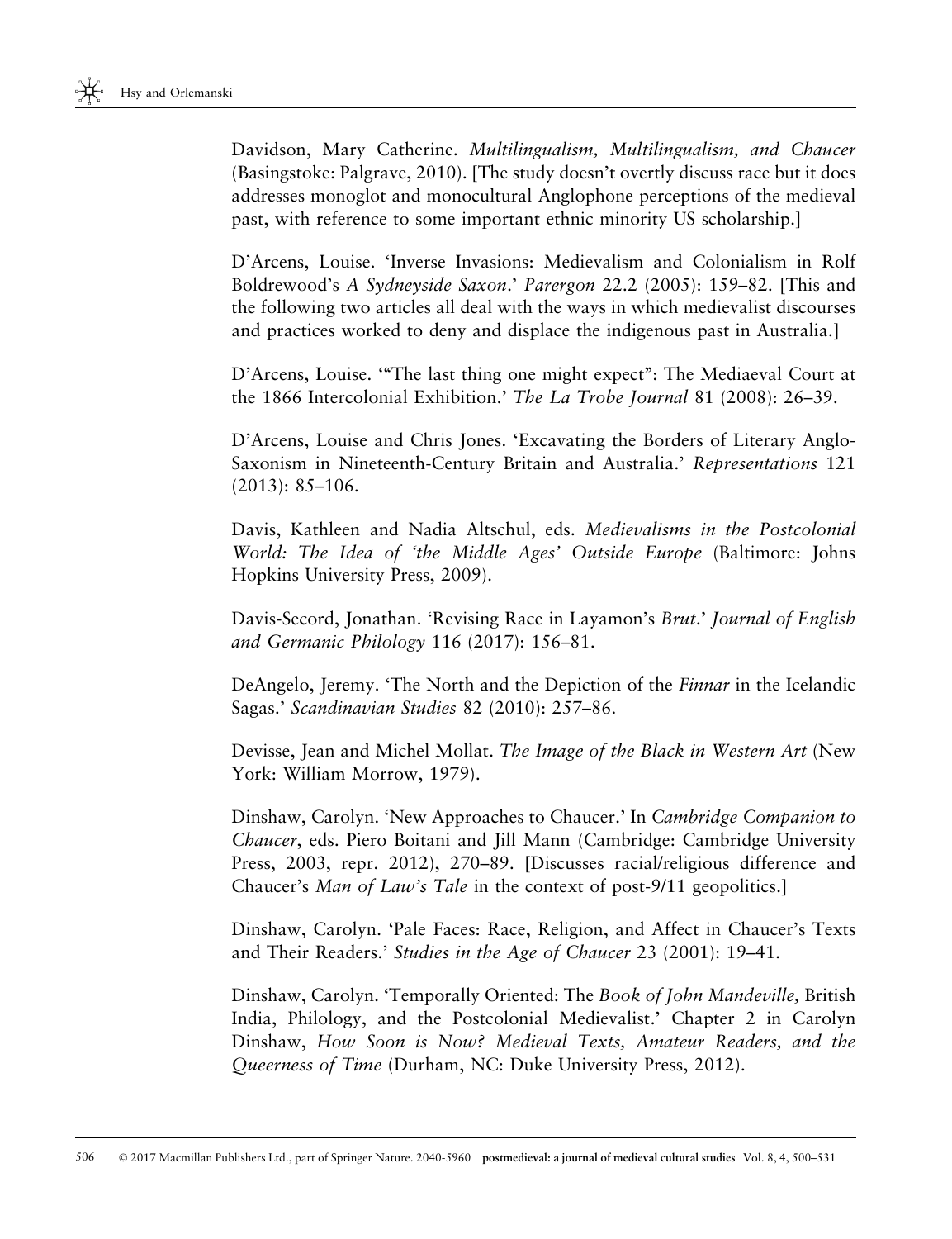Davidson, Mary Catherine. *Multilingualism, Multilingualism, and Chaucer* (Basingstoke: Palgrave, 2010). [The study doesn't overtly discuss race but it does addresses monoglot and monocultural Anglophone perceptions of the medieval past, with reference to some important ethnic minority US scholarship.]

D'Arcens, Louise. 'Inverse Invasions: Medievalism and Colonialism in Rolf Boldrewood's *A Sydneyside Saxon*.' *Parergon* 22.2 (2005): 159–82. [This and the following two articles all deal with the ways in which medievalist discourses and practices worked to deny and displace the indigenous past in Australia.]

D'Arcens, Louise. '"The last thing one might expect": The Mediaeval Court at the 1866 Intercolonial Exhibition.' *The La Trobe Journal* 81 (2008): 26–39.

D'Arcens, Louise and Chris Jones. 'Excavating the Borders of Literary Anglo-Saxonism in Nineteenth-Century Britain and Australia.' *Representations* 121 (2013): 85–106.

Davis, Kathleen and Nadia Altschul, eds. *Medievalisms in the Postcolonial World: The Idea of 'the Middle Ages' Outside Europe* (Baltimore: Johns Hopkins University Press, 2009).

Davis-Secord, Jonathan. 'Revising Race in Layamon's *Brut*.' *Journal of English and Germanic Philology* 116 (2017): 156–81.

DeAngelo, Jeremy. 'The North and the Depiction of the *Finnar* in the Icelandic Sagas.' *Scandinavian Studies* 82 (2010): 257–86.

Devisse, Jean and Michel Mollat. *The Image of the Black in Western Art* (New York: William Morrow, 1979).

Dinshaw, Carolyn. 'New Approaches to Chaucer.' In *Cambridge Companion to Chaucer*, eds. Piero Boitani and Jill Mann (Cambridge: Cambridge University Press, 2003, repr. 2012), 270–89. [Discusses racial/religious difference and Chaucer's *Man of Law's Tale* in the context of post-9/11 geopolitics.]

Dinshaw, Carolyn. 'Pale Faces: Race, Religion, and Affect in Chaucer's Texts and Their Readers.' *Studies in the Age of Chaucer* 23 (2001): 19–41.

Dinshaw, Carolyn. 'Temporally Oriented: The *Book of John Mandeville,* British India, Philology, and the Postcolonial Medievalist.' Chapter 2 in Carolyn Dinshaw, *How Soon is Now? Medieval Texts, Amateur Readers, and the Queerness of Time* (Durham, NC: Duke University Press, 2012).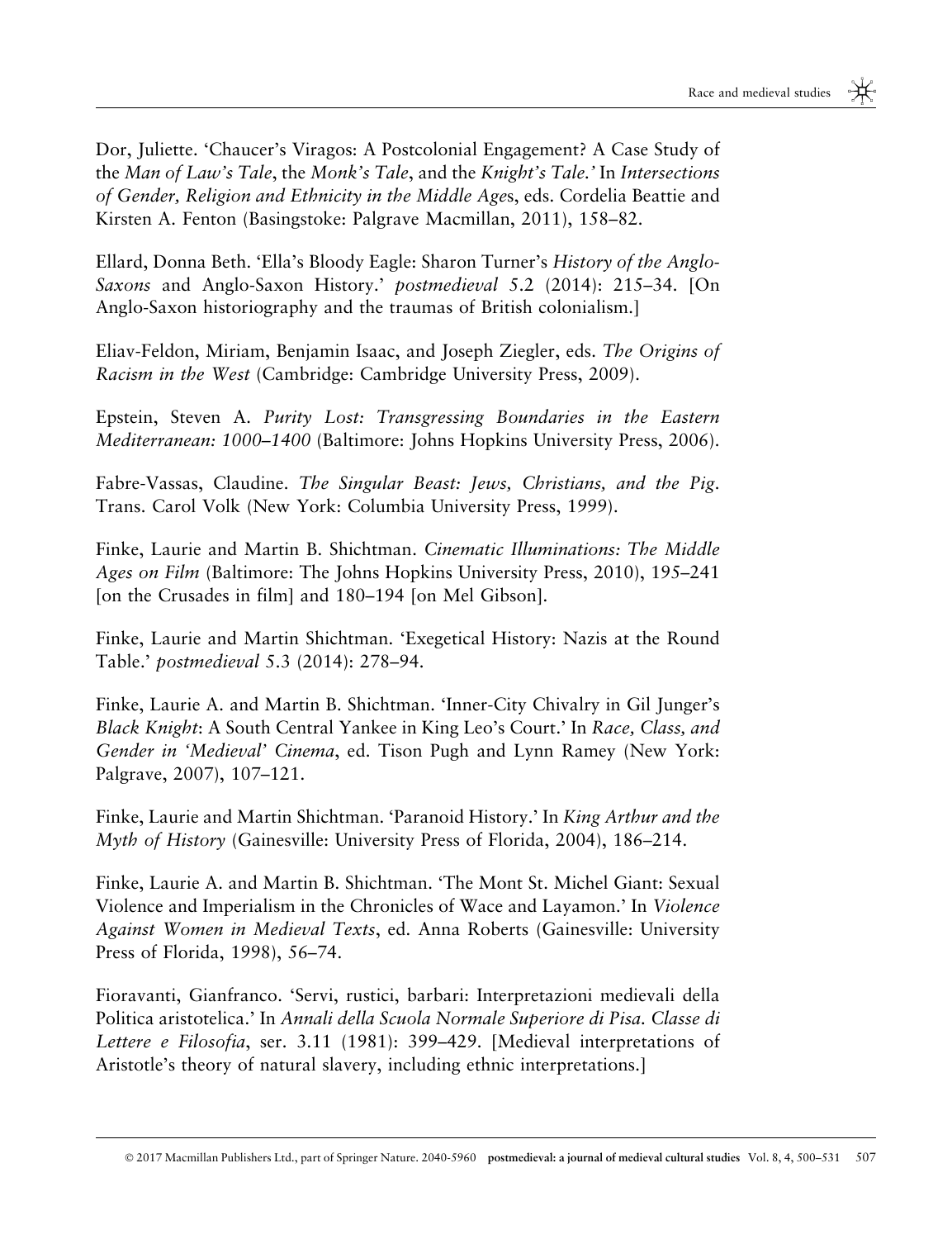Dor, Juliette. 'Chaucer's Viragos: A Postcolonial Engagement? A Case Study of the *Man of Law's Tale*, the *Monk's Tale*, and the *Knight's Tale.'* In *Intersections of Gender, Religion and Ethnicity in the Middle Age*s, eds. Cordelia Beattie and Kirsten A. Fenton (Basingstoke: Palgrave Macmillan, 2011), 158–82.

Ellard, Donna Beth. 'Ella's Bloody Eagle: Sharon Turner's *History of the Anglo-Saxons* and Anglo-Saxon History.' *postmedieval* 5.2 (2014): 215–34. [On Anglo-Saxon historiography and the traumas of British colonialism.]

Eliav-Feldon, Miriam, Benjamin Isaac, and Joseph Ziegler, eds. *The Origins of Racism in the West* (Cambridge: Cambridge University Press, 2009).

Epstein, Steven A. *Purity Lost: Transgressing Boundaries in the Eastern Mediterranean: 1000–1400* (Baltimore: Johns Hopkins University Press, 2006).

Fabre-Vassas, Claudine. *The Singular Beast: Jews, Christians, and the Pig*. Trans. Carol Volk (New York: Columbia University Press, 1999).

Finke, Laurie and Martin B. Shichtman. *Cinematic Illuminations: The Middle Ages on Film* (Baltimore: The Johns Hopkins University Press, 2010), 195–241 [on the Crusades in film] and 180–194 [on Mel Gibson].

Finke, Laurie and Martin Shichtman. 'Exegetical History: Nazis at the Round Table.' *postmedieval* 5.3 (2014): 278–94.

Finke, Laurie A. and Martin B. Shichtman. 'Inner-City Chivalry in Gil Junger's *Black Knight*: A South Central Yankee in King Leo's Court.' In *Race, Class, and Gender in 'Medieval' Cinema*, ed. Tison Pugh and Lynn Ramey (New York: Palgrave, 2007), 107–121.

Finke, Laurie and Martin Shichtman. 'Paranoid History.' In *King Arthur and the Myth of History* (Gainesville: University Press of Florida, 2004), 186–214.

Finke, Laurie A. and Martin B. Shichtman. 'The Mont St. Michel Giant: Sexual Violence and Imperialism in the Chronicles of Wace and Layamon.' In *Violence Against Women in Medieval Texts*, ed. Anna Roberts (Gainesville: University Press of Florida, 1998), 56–74.

Fioravanti, Gianfranco. 'Servi, rustici, barbari: Interpretazioni medievali della Politica aristotelica.' In *Annali della Scuola Normale Superiore di Pisa. Classe di Lettere e Filosofia*, ser. 3.11 (1981): 399–429. [Medieval interpretations of Aristotle's theory of natural slavery, including ethnic interpretations.]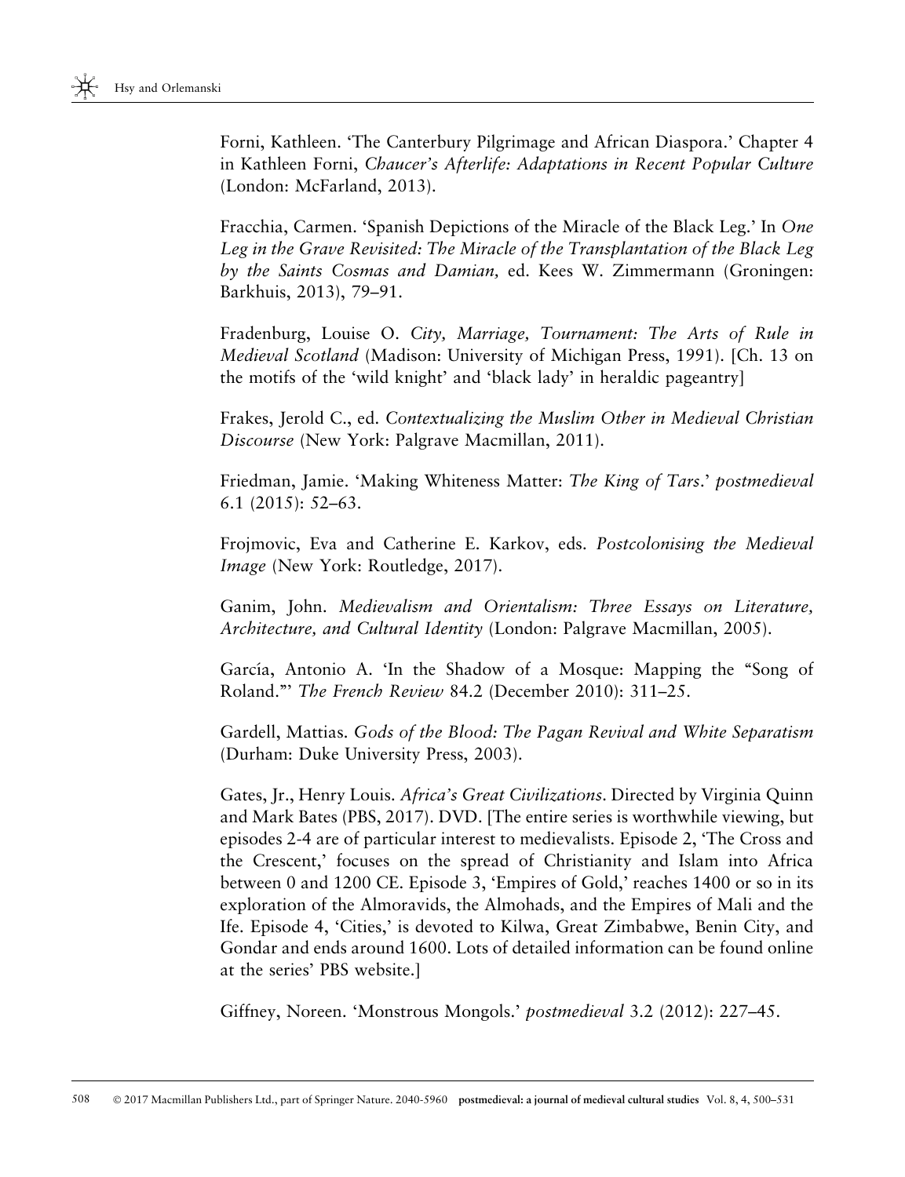Forni, Kathleen. 'The Canterbury Pilgrimage and African Diaspora.' Chapter 4 in Kathleen Forni, *Chaucer's Afterlife: Adaptations in Recent Popular Culture* (London: McFarland, 2013).

Fracchia, Carmen. 'Spanish Depictions of the Miracle of the Black Leg.' In *One Leg in the Grave Revisited: The Miracle of the Transplantation of the Black Leg by the Saints Cosmas and Damian,* ed. Kees W. Zimmermann (Groningen: Barkhuis, 2013), 79–91.

Fradenburg, Louise O. *City, Marriage, Tournament: The Arts of Rule in Medieval Scotland* (Madison: University of Michigan Press, 1991). [Ch. 13 on the motifs of the 'wild knight' and 'black lady' in heraldic pageantry]

Frakes, Jerold C., ed. *Contextualizing the Muslim Other in Medieval Christian Discourse* (New York: Palgrave Macmillan, 2011).

Friedman, Jamie. 'Making Whiteness Matter: *The King of Tars*.' *postmedieval* 6.1 (2015): 52–63.

Frojmovic, Eva and Catherine E. Karkov, eds. *Postcolonising the Medieval Image* (New York: Routledge, 2017).

Ganim, John. *Medievalism and Orientalism: Three Essays on Literature, Architecture, and Cultural Identity* (London: Palgrave Macmillan, 2005).

García, Antonio A. 'In the Shadow of a Mosque: Mapping the "Song of Roland."' *The French Review* 84.2 (December 2010): 311–25.

Gardell, Mattias. *Gods of the Blood: The Pagan Revival and White Separatism* (Durham: Duke University Press, 2003).

Gates, Jr., Henry Louis. *Africa's Great Civilizations*. Directed by Virginia Quinn and Mark Bates (PBS, 2017). DVD. [The entire series is worthwhile viewing, but episodes 2-4 are of particular interest to medievalists. Episode 2, 'The Cross and the Crescent,' focuses on the spread of Christianity and Islam into Africa between 0 and 1200 CE. Episode 3, 'Empires of Gold,' reaches 1400 or so in its exploration of the Almoravids, the Almohads, and the Empires of Mali and the Ife. Episode 4, 'Cities,' is devoted to Kilwa, Great Zimbabwe, Benin City, and Gondar and ends around 1600. Lots of detailed information can be found online at the series' PBS website.]

Giffney, Noreen. 'Monstrous Mongols.' *postmedieval* 3.2 (2012): 227–45.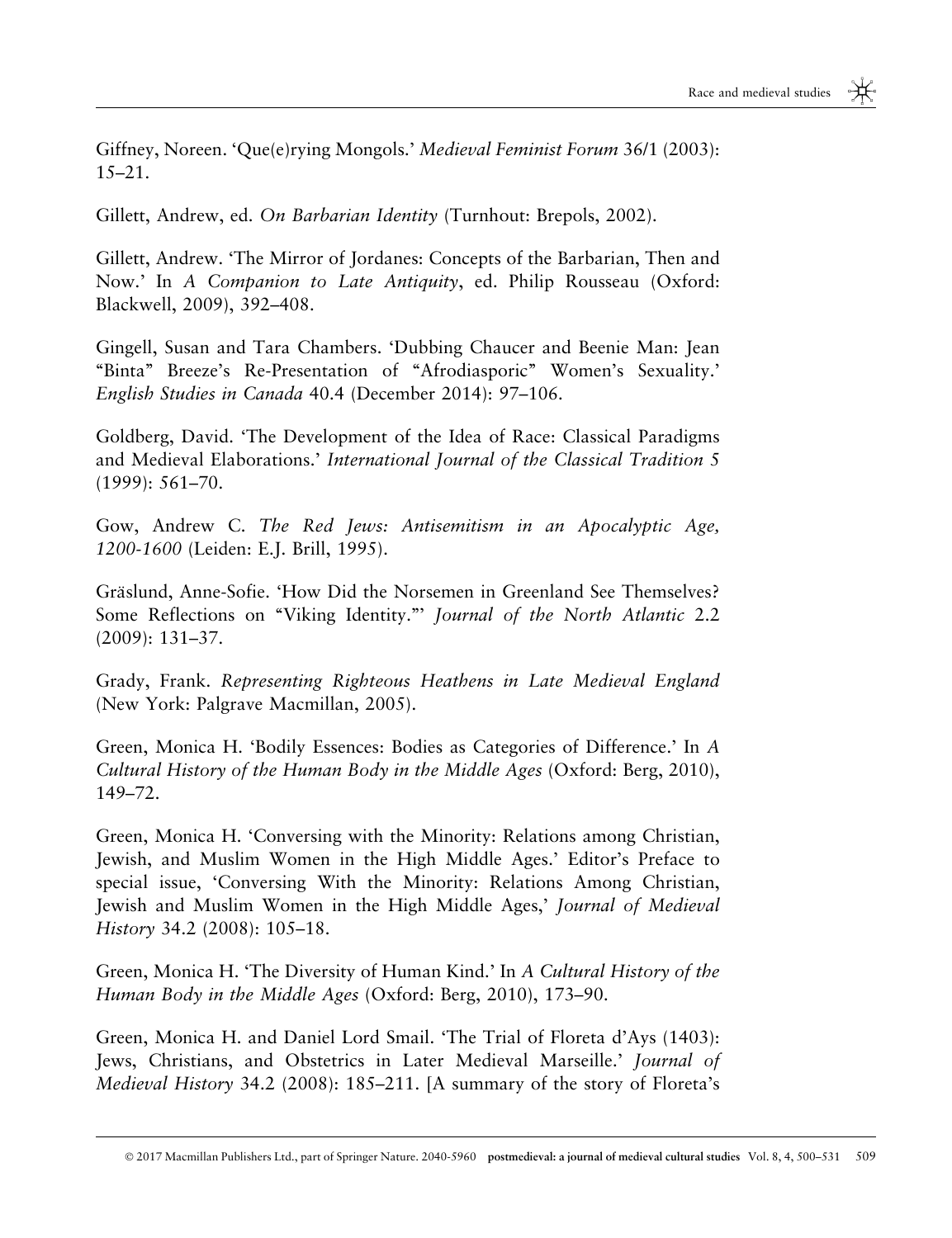Giffney, Noreen. 'Que(e)rying Mongols.' *Medieval Feminist Forum* 36/1 (2003): 15–21.

Gillett, Andrew, ed. *On Barbarian Identity* (Turnhout: Brepols, 2002).

Gillett, Andrew. 'The Mirror of Jordanes: Concepts of the Barbarian, Then and Now.' In *A Companion to Late Antiquity*, ed. Philip Rousseau (Oxford: Blackwell, 2009), 392–408.

Gingell, Susan and Tara Chambers. 'Dubbing Chaucer and Beenie Man: Jean "Binta" Breeze's Re-Presentation of "Afrodiasporic" Women's Sexuality.' *English Studies in Canada* 40.4 (December 2014): 97–106.

Goldberg, David. 'The Development of the Idea of Race: Classical Paradigms and Medieval Elaborations.' *International Journal of the Classical Tradition* 5 (1999): 561–70.

Gow, Andrew C. *The Red Jews: Antisemitism in an Apocalyptic Age, 1200-1600* (Leiden: E.J. Brill, 1995).

Gräslund, Anne-Sofie. 'How Did the Norsemen in Greenland See Themselves? Some Reflections on "Viking Identity."' *Journal of the North Atlantic* 2.2 (2009): 131–37.

Grady, Frank. *Representing Righteous Heathens in Late Medieval England* (New York: Palgrave Macmillan, 2005).

Green, Monica H. 'Bodily Essences: Bodies as Categories of Difference.' In *A Cultural History of the Human Body in the Middle Ages* (Oxford: Berg, 2010), 149–72.

Green, Monica H. 'Conversing with the Minority: Relations among Christian, Jewish, and Muslim Women in the High Middle Ages.' Editor's Preface to special issue, 'Conversing With the Minority: Relations Among Christian, Jewish and Muslim Women in the High Middle Ages,' *Journal of Medieval History* 34.2 (2008): 105–18.

Green, Monica H. 'The Diversity of Human Kind.' In *A Cultural History of the Human Body in the Middle Ages* (Oxford: Berg, 2010), 173–90.

Green, Monica H. and Daniel Lord Smail. 'The Trial of Floreta d'Ays (1403): Jews, Christians, and Obstetrics in Later Medieval Marseille.' *Journal of Medieval History* 34.2 (2008): 185–211. [A summary of the story of Floreta's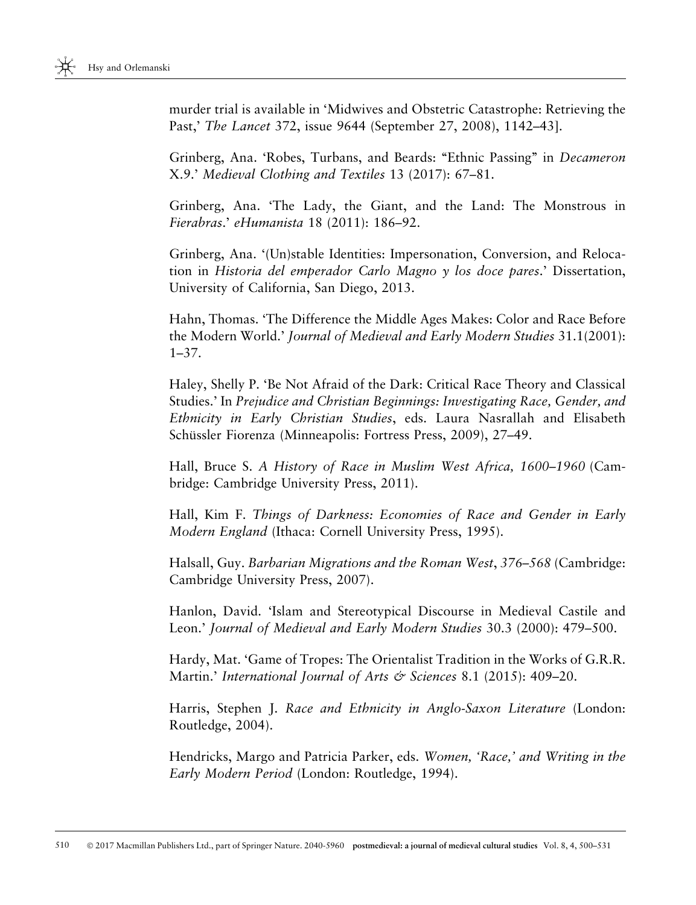murder trial is available in 'Midwives and Obstetric Catastrophe: Retrieving the Past,' *The Lancet* 372, issue 9644 (September 27, 2008), 1142–43].

Grinberg, Ana. 'Robes, Turbans, and Beards: "Ethnic Passing" in *Decameron* X.9.' *Medieval Clothing and Textiles* 13 (2017): 67–81.

Grinberg, Ana. 'The Lady, the Giant, and the Land: The Monstrous in *Fierabras*.' *eHumanista* 18 (2011): 186–92.

Grinberg, Ana. '(Un)stable Identities: Impersonation, Conversion, and Relocation in *Historia del emperador Carlo Magno y los doce pares*.' Dissertation, University of California, San Diego, 2013.

Hahn, Thomas. 'The Difference the Middle Ages Makes: Color and Race Before the Modern World.' *Journal of Medieval and Early Modern Studies* 31.1(2001): 1–37.

Haley, Shelly P. 'Be Not Afraid of the Dark: Critical Race Theory and Classical Studies.' In *Prejudice and Christian Beginnings: Investigating Race, Gender, and Ethnicity in Early Christian Studies*, eds. Laura Nasrallah and Elisabeth Schüssler Fiorenza (Minneapolis: Fortress Press, 2009), 27–49.

Hall, Bruce S. *A History of Race in Muslim West Africa, 1600–1960* (Cambridge: Cambridge University Press, 2011).

Hall, Kim F. *Things of Darkness: Economies of Race and Gender in Early Modern England* (Ithaca: Cornell University Press, 1995).

Halsall, Guy. *Barbarian Migrations and the Roman West, 376–568* (Cambridge: Cambridge University Press, 2007).

Hanlon, David. 'Islam and Stereotypical Discourse in Medieval Castile and Leon.' *Journal of Medieval and Early Modern Studies* 30.3 (2000): 479–500.

Hardy, Mat. 'Game of Tropes: The Orientalist Tradition in the Works of G.R.R. Martin.' *International Journal of Arts & Sciences* 8.1 (2015): 409–20.

Harris, Stephen J. *Race and Ethnicity in Anglo-Saxon Literature* (London: Routledge, 2004).

Hendricks, Margo and Patricia Parker, eds. *Women, 'Race,' and Writing in the Early Modern Period* (London: Routledge, 1994).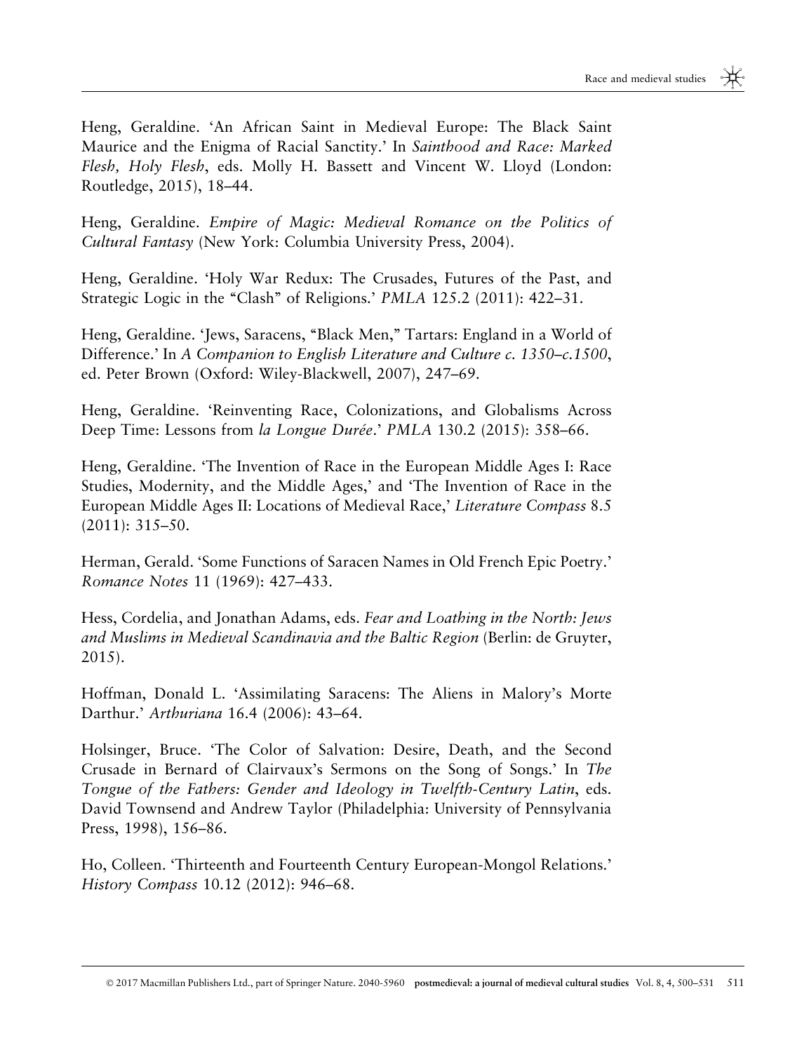Heng, Geraldine. 'An African Saint in Medieval Europe: The Black Saint Maurice and the Enigma of Racial Sanctity.' In *Sainthood and Race: Marked Flesh, Holy Flesh*, eds. Molly H. Bassett and Vincent W. Lloyd (London: Routledge, 2015), 18–44.

Heng, Geraldine. *Empire of Magic: Medieval Romance on the Politics of Cultural Fantasy* (New York: Columbia University Press, 2004).

Heng, Geraldine. 'Holy War Redux: The Crusades, Futures of the Past, and Strategic Logic in the "Clash" of Religions.' *PMLA* 125.2 (2011): 422–31.

Heng, Geraldine. 'Jews, Saracens, "Black Men," Tartars: England in a World of Difference.' In *A Companion to English Literature and Culture c. 1350–c.1500*, ed. Peter Brown (Oxford: Wiley-Blackwell, 2007), 247–69.

Heng, Geraldine. 'Reinventing Race, Colonizations, and Globalisms Across Deep Time: Lessons from *la Longue Durée*.' *PMLA* 130.2 (2015): 358–66.

Heng, Geraldine. 'The Invention of Race in the European Middle Ages I: Race Studies, Modernity, and the Middle Ages,' and 'The Invention of Race in the European Middle Ages II: Locations of Medieval Race,' *Literature Compass* 8.5 (2011): 315–50.

Herman, Gerald. 'Some Functions of Saracen Names in Old French Epic Poetry.' *Romance Notes* 11 (1969): 427–433.

Hess, Cordelia, and Jonathan Adams, eds. *Fear and Loathing in the North: Jews and Muslims in Medieval Scandinavia and the Baltic Region* (Berlin: de Gruyter, 2015).

Hoffman, Donald L. 'Assimilating Saracens: The Aliens in Malory's Morte Darthur.' *Arthuriana* 16.4 (2006): 43–64.

Holsinger, Bruce. 'The Color of Salvation: Desire, Death, and the Second Crusade in Bernard of Clairvaux's Sermons on the Song of Songs.' In *The Tongue of the Fathers: Gender and Ideology in Twelfth-Century Latin*, eds. David Townsend and Andrew Taylor (Philadelphia: University of Pennsylvania Press, 1998), 156–86.

Ho, Colleen. 'Thirteenth and Fourteenth Century European-Mongol Relations.' *History Compass* 10.12 (2012): 946–68.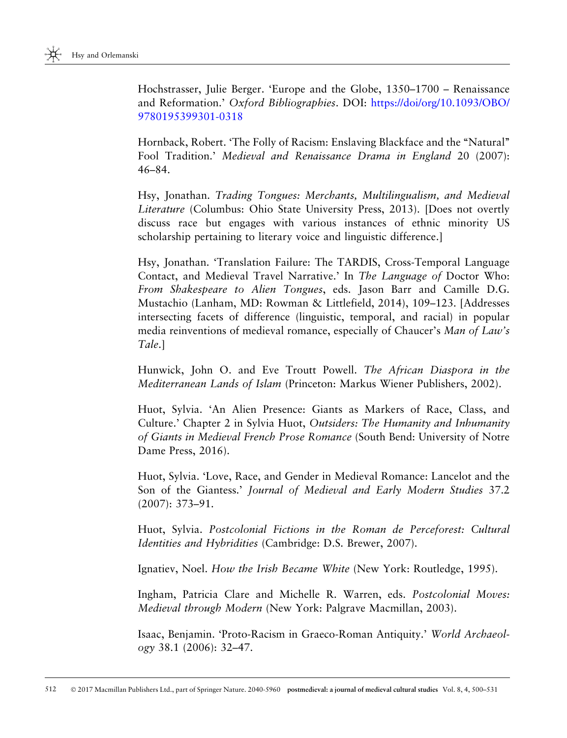Hochstrasser, Julie Berger. 'Europe and the Globe, 1350–1700 – Renaissance and Reformation.' *Oxford Bibliographies*. DOI: https://doi/org/10.1093/OBO/9780195399301-0318

Hornback, Robert. 'The Folly of Racism: Enslaving Blackface and the "Natural" Fool Tradition.' *Medieval and Renaissance Drama in England* 20 (2007): 46–84.

Hsy, Jonathan. *Trading Tongues: Merchants, Multilingualism, and Medieval Literature* (Columbus: Ohio State University Press, 2013). [Does not overtly discuss race but engages with various instances of ethnic minority US scholarship pertaining to literary voice and linguistic difference.]

Hsy, Jonathan. 'Translation Failure: The TARDIS, Cross-Temporal Language Contact, and Medieval Travel Narrative.' In *The Language of* Doctor Who: *From Shakespeare to Alien Tongues*, eds. Jason Barr and Camille D.G. Mustachio (Lanham, MD: Rowman & Littlefield, 2014), 109–123. [Addresses intersecting facets of difference (linguistic, temporal, and racial) in popular media reinventions of medieval romance, especially of Chaucer's *Man of Law's Tale*.]

Hunwick, John O. and Eve Troutt Powell. *The African Diaspora in the Mediterranean Lands of Islam* (Princeton: Markus Wiener Publishers, 2002).

Huot, Sylvia. 'An Alien Presence: Giants as Markers of Race, Class, and Culture.' Chapter 2 in Sylvia Huot, *Outsiders: The Humanity and Inhumanity of Giants in Medieval French Prose Romance* (South Bend: University of Notre Dame Press, 2016).

Huot, Sylvia. 'Love, Race, and Gender in Medieval Romance: Lancelot and the Son of the Giantess.' *Journal of Medieval and Early Modern Studies* 37.2 (2007): 373–91.

Huot, Sylvia. *Postcolonial Fictions in the Roman de Perceforest: Cultural Identities and Hybridities* (Cambridge: D.S. Brewer, 2007).

Ignatiev, Noel. *How the Irish Became White* (New York: Routledge, 1995).

Ingham, Patricia Clare and Michelle R. Warren, eds. *Postcolonial Moves: Medieval through Modern* (New York: Palgrave Macmillan, 2003).

Isaac, Benjamin. 'Proto-Racism in Graeco-Roman Antiquity.' *World Archaeology* 38.1 (2006): 32–47.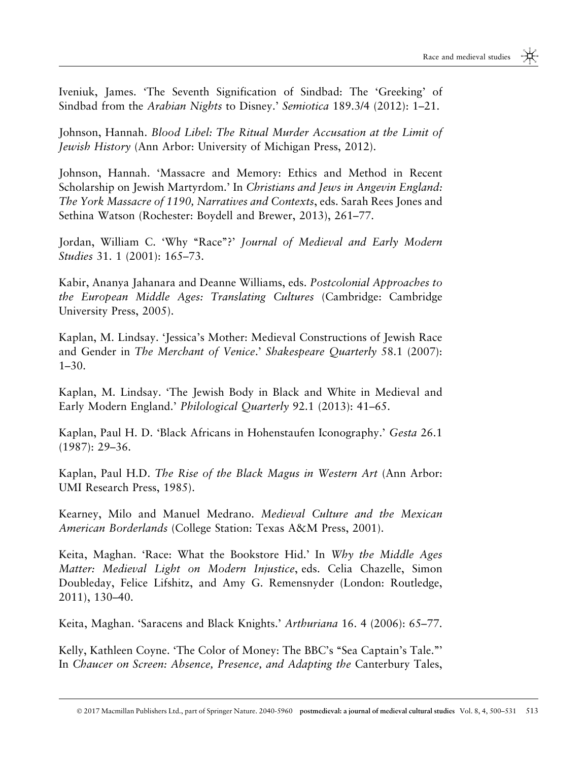Iveniuk, James. 'The Seventh Signification of Sindbad: The 'Greeking' of Sindbad from the *Arabian Nights* to Disney.' *Semiotica* 189.3/4 (2012): 1–21.

Johnson, Hannah. *Blood Libel: The Ritual Murder Accusation at the Limit of Jewish History* (Ann Arbor: University of Michigan Press, 2012).

Johnson, Hannah. 'Massacre and Memory: Ethics and Method in Recent Scholarship on Jewish Martyrdom.' In *Christians and Jews in Angevin England: The York Massacre of 1190, Narratives and Contexts*, eds. Sarah Rees Jones and Sethina Watson (Rochester: Boydell and Brewer, 2013), 261–77.

Jordan, William C. 'Why "Race"?' *Journal of Medieval and Early Modern Studies* 31. 1 (2001): 165–73.

Kabir, Ananya Jahanara and Deanne Williams, eds. *Postcolonial Approaches to the European Middle Ages: Translating Cultures* (Cambridge: Cambridge University Press, 2005).

Kaplan, M. Lindsay. 'Jessica's Mother: Medieval Constructions of Jewish Race and Gender in *The Merchant of Venice*.' *Shakespeare Quarterly* 58.1 (2007): 1–30.

Kaplan, M. Lindsay. 'The Jewish Body in Black and White in Medieval and Early Modern England.' *Philological Quarterly* 92.1 (2013): 41–65.

Kaplan, Paul H. D. 'Black Africans in Hohenstaufen Iconography.' *Gesta* 26.1 (1987): 29–36.

Kaplan, Paul H.D. *The Rise of the Black Magus in Western Art* (Ann Arbor: UMI Research Press, 1985).

Kearney, Milo and Manuel Medrano. *Medieval Culture and the Mexican American Borderlands* (College Station: Texas A&M Press, 2001).

Keita, Maghan. 'Race: What the Bookstore Hid.' In *Why the Middle Ages Matter: Medieval Light on Modern Injustice*, eds. Celia Chazelle, Simon Doubleday, Felice Lifshitz, and Amy G. Remensnyder (London: Routledge, 2011), 130–40.

Keita, Maghan. 'Saracens and Black Knights.' *Arthuriana* 16. 4 (2006): 65–77.

Kelly, Kathleen Coyne. 'The Color of Money: The BBC's "Sea Captain's Tale."' In *Chaucer on Screen: Absence, Presence, and Adapting the* Canterbury Tales,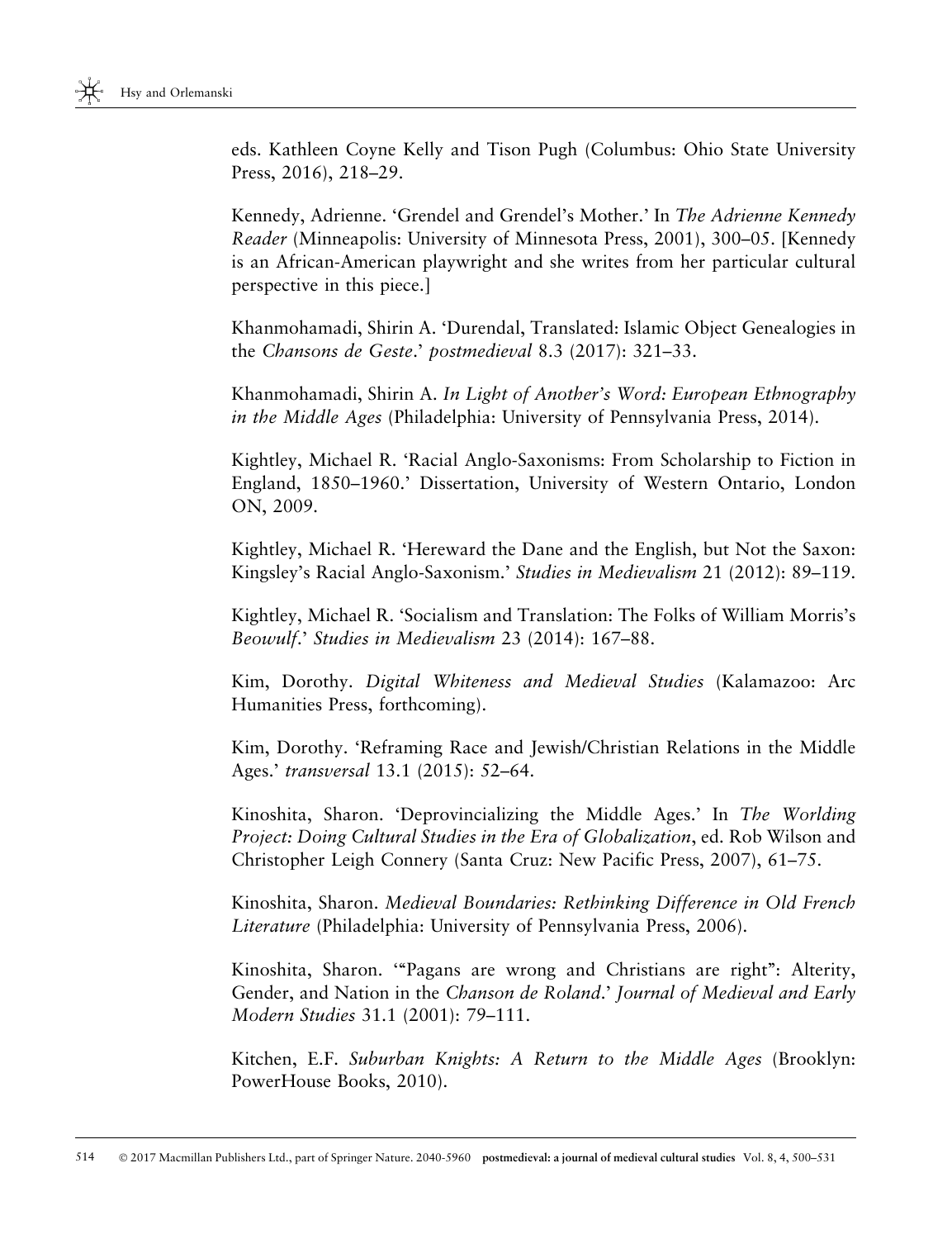eds. Kathleen Coyne Kelly and Tison Pugh (Columbus: Ohio State University Press, 2016), 218–29.

Kennedy, Adrienne. 'Grendel and Grendel's Mother.' In *The Adrienne Kennedy Reader* (Minneapolis: University of Minnesota Press, 2001), 300–05. [Kennedy is an African-American playwright and she writes from her particular cultural perspective in this piece.]

Khanmohamadi, Shirin A. 'Durendal, Translated: Islamic Object Genealogies in the *Chansons de Geste*.' *postmedieval* 8.3 (2017): 321–33.

Khanmohamadi, Shirin A. *In Light of Another's Word: European Ethnography in the Middle Ages* (Philadelphia: University of Pennsylvania Press, 2014).

Kightley, Michael R. 'Racial Anglo-Saxonisms: From Scholarship to Fiction in England, 1850–1960.' Dissertation, University of Western Ontario, London ON, 2009.

Kightley, Michael R. 'Hereward the Dane and the English, but Not the Saxon: Kingsley's Racial Anglo-Saxonism.' *Studies in Medievalism* 21 (2012): 89–119.

Kightley, Michael R. 'Socialism and Translation: The Folks of William Morris's *Beowulf*.' *Studies in Medievalism* 23 (2014): 167–88.

Kim, Dorothy. *Digital Whiteness and Medieval Studies* (Kalamazoo: Arc Humanities Press, forthcoming).

Kim, Dorothy. 'Reframing Race and Jewish/Christian Relations in the Middle Ages.' *transversal* 13.1 (2015): 52–64.

Kinoshita, Sharon. 'Deprovincializing the Middle Ages.' In *The Worlding Project: Doing Cultural Studies in the Era of Globalization*, ed. Rob Wilson and Christopher Leigh Connery (Santa Cruz: New Pacific Press, 2007), 61–75.

Kinoshita, Sharon. *Medieval Boundaries: Rethinking Difference in Old French Literature* (Philadelphia: University of Pennsylvania Press, 2006).

Kinoshita, Sharon. '"Pagans are wrong and Christians are right": Alterity, Gender, and Nation in the *Chanson de Roland*.' *Journal of Medieval and Early Modern Studies* 31.1 (2001): 79–111.

Kitchen, E.F. *Suburban Knights: A Return to the Middle Ages* (Brooklyn: PowerHouse Books, 2010).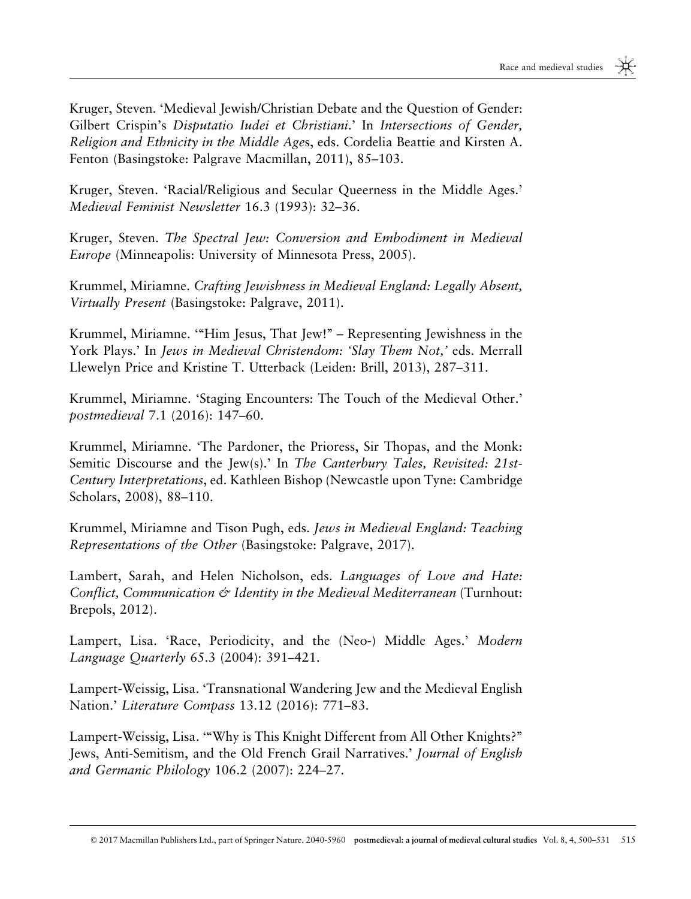Kruger, Steven. 'Medieval Jewish/Christian Debate and the Question of Gender: Gilbert Crispin's *Disputatio Iudei et Christiani*.' In *Intersections of Gender, Religion and Ethnicity in the Middle Age*s, eds. Cordelia Beattie and Kirsten A. Fenton (Basingstoke: Palgrave Macmillan, 2011), 85–103.

Kruger, Steven. 'Racial/Religious and Secular Queerness in the Middle Ages.' *Medieval Feminist Newsletter* 16.3 (1993): 32–36.

Kruger, Steven. *The Spectral Jew: Conversion and Embodiment in Medieval Europe* (Minneapolis: University of Minnesota Press, 2005).

Krummel, Miriamne. *Crafting Jewishness in Medieval England: Legally Absent, Virtually Present* (Basingstoke: Palgrave, 2011).

Krummel, Miriamne. '"Him Jesus, That Jew!" – Representing Jewishness in the York Plays.' In *Jews in Medieval Christendom: 'Slay Them Not,'* eds. Merrall Llewelyn Price and Kristine T. Utterback (Leiden: Brill, 2013), 287–311.

Krummel, Miriamne. 'Staging Encounters: The Touch of the Medieval Other.' *postmedieval* 7.1 (2016): 147–60.

Krummel, Miriamne. 'The Pardoner, the Prioress, Sir Thopas, and the Monk: Semitic Discourse and the Jew(s).' In *The Canterbury Tales, Revisited: 21st-Century Interpretations*, ed. Kathleen Bishop (Newcastle upon Tyne: Cambridge Scholars, 2008), 88–110.

Krummel, Miriamne and Tison Pugh, eds. *Jews in Medieval England: Teaching Representations of the Other* (Basingstoke: Palgrave, 2017).

Lambert, Sarah, and Helen Nicholson, eds. *Languages of Love and Hate: Conflict, Communication & Identity in the Medieval Mediterranean* (Turnhout: Brepols, 2012).

Lampert, Lisa. 'Race, Periodicity, and the (Neo-) Middle Ages.' *Modern Language Quarterly* 65.3 (2004): 391–421.

Lampert-Weissig, Lisa. 'Transnational Wandering Jew and the Medieval English Nation.' *Literature Compass* 13.12 (2016): 771–83.

Lampert-Weissig, Lisa. '"Why is This Knight Different from All Other Knights?" Jews, Anti-Semitism, and the Old French Grail Narratives.' *Journal of English and Germanic Philology* 106.2 (2007): 224–27.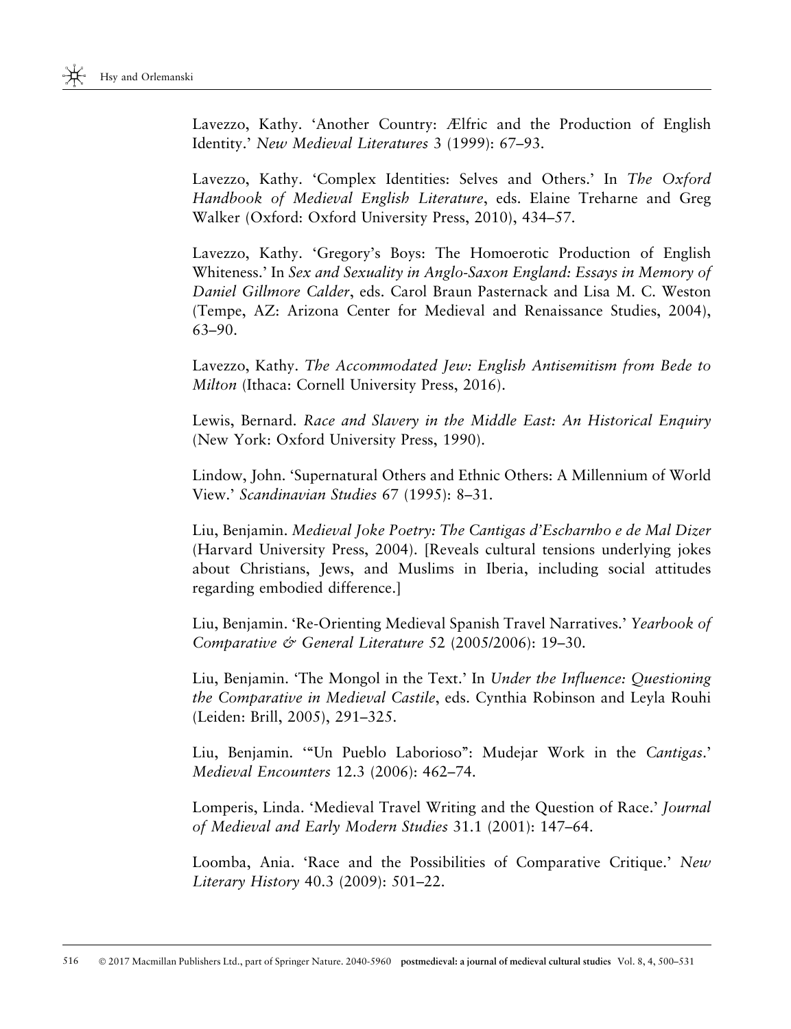Lavezzo, Kathy. 'Another Country: Ælfric and the Production of English Identity.' *New Medieval Literatures* 3 (1999): 67–93.

Lavezzo, Kathy. 'Complex Identities: Selves and Others.' In *The Oxford Handbook of Medieval English Literature*, eds. Elaine Treharne and Greg Walker (Oxford: Oxford University Press, 2010), 434–57.

Lavezzo, Kathy. 'Gregory's Boys: The Homoerotic Production of English Whiteness.' In *Sex and Sexuality in Anglo-Saxon England: Essays in Memory of Daniel Gillmore Calder*, eds. Carol Braun Pasternack and Lisa M. C. Weston (Tempe, AZ: Arizona Center for Medieval and Renaissance Studies, 2004), 63–90.

Lavezzo, Kathy. *The Accommodated Jew: English Antisemitism from Bede to Milton* (Ithaca: Cornell University Press, 2016).

Lewis, Bernard. *Race and Slavery in the Middle East: An Historical Enquiry* (New York: Oxford University Press, 1990).

Lindow, John. 'Supernatural Others and Ethnic Others: A Millennium of World View.' *Scandinavian Studies* 67 (1995): 8–31.

Liu, Benjamin. *Medieval Joke Poetry: The Cantigas d'Escharnho e de Mal Dizer* (Harvard University Press, 2004). [Reveals cultural tensions underlying jokes about Christians, Jews, and Muslims in Iberia, including social attitudes regarding embodied difference.]

Liu, Benjamin. 'Re-Orienting Medieval Spanish Travel Narratives.' *Yearbook of Comparative & General Literature* 52 (2005/2006): 19–30.

Liu, Benjamin. 'The Mongol in the Text.' In *Under the Influence: Questioning the Comparative in Medieval Castile*, eds. Cynthia Robinson and Leyla Rouhi (Leiden: Brill, 2005), 291–325.

Liu, Benjamin. '"Un Pueblo Laborioso": Mudejar Work in the *Cantigas*.' *Medieval Encounters* 12.3 (2006): 462–74.

Lomperis, Linda. 'Medieval Travel Writing and the Question of Race.' *Journal of Medieval and Early Modern Studies* 31.1 (2001): 147–64.

Loomba, Ania. 'Race and the Possibilities of Comparative Critique.' *New Literary History* 40.3 (2009): 501–22.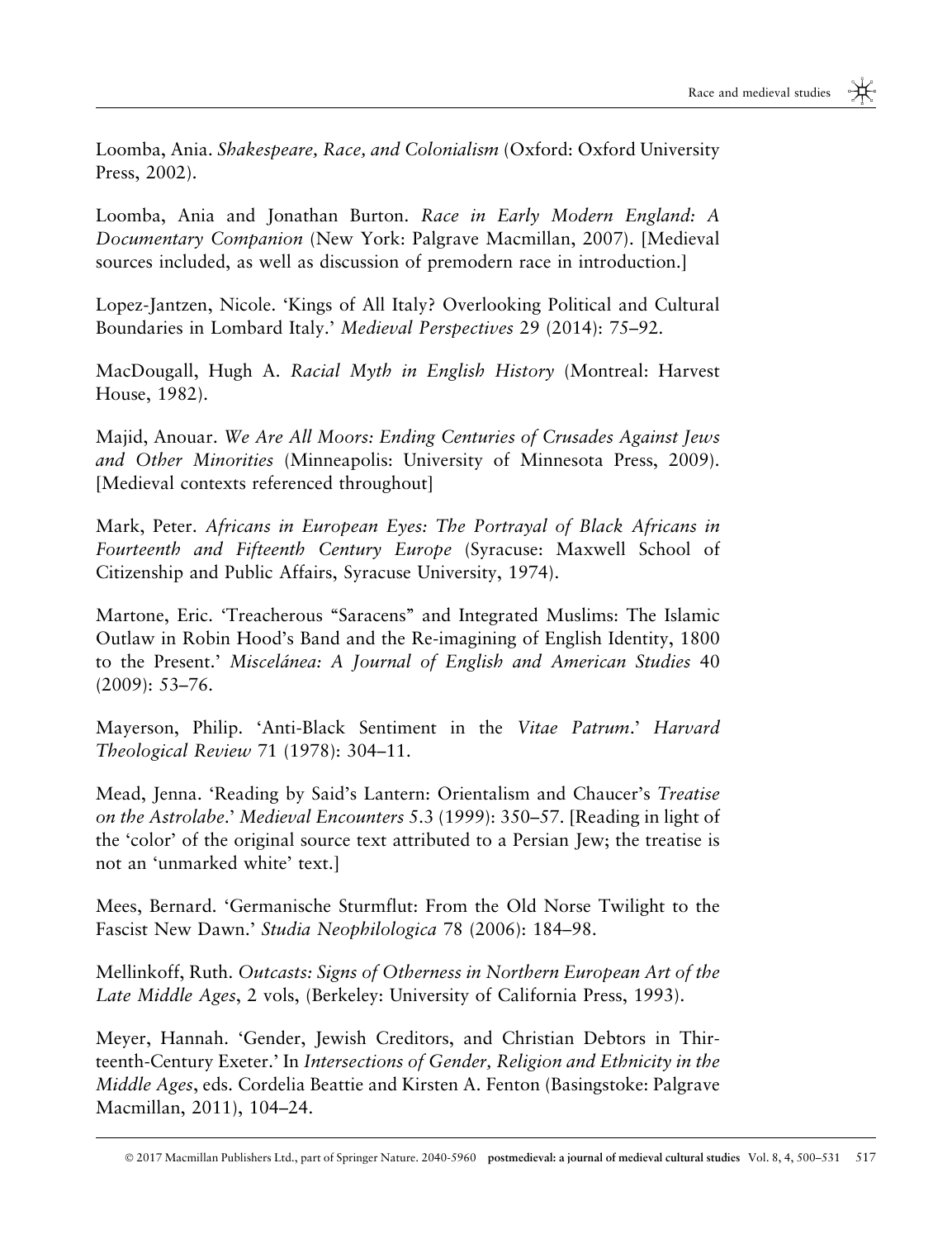Loomba, Ania. *Shakespeare, Race, and Colonialism* (Oxford: Oxford University Press, 2002).

Loomba, Ania and Jonathan Burton. *Race in Early Modern England: A Documentary Companion* (New York: Palgrave Macmillan, 2007). [Medieval sources included, as well as discussion of premodern race in introduction.]

Lopez-Jantzen, Nicole. 'Kings of All Italy? Overlooking Political and Cultural Boundaries in Lombard Italy.' *Medieval Perspectives* 29 (2014): 75–92.

MacDougall, Hugh A. *Racial Myth in English History* (Montreal: Harvest House, 1982).

Majid, Anouar. *We Are All Moors: Ending Centuries of Crusades Against Jews and Other Minorities* (Minneapolis: University of Minnesota Press, 2009). [Medieval contexts referenced throughout]

Mark, Peter. *Africans in European Eyes: The Portrayal of Black Africans in Fourteenth and Fifteenth Century Europe* (Syracuse: Maxwell School of Citizenship and Public Affairs, Syracuse University, 1974).

Martone, Eric. 'Treacherous "Saracens" and Integrated Muslims: The Islamic Outlaw in Robin Hood's Band and the Re-imagining of English Identity, 1800 to the Present.' *Miscelánea: A Journal of English and American Studies* 40 (2009): 53–76.

Mayerson, Philip. 'Anti-Black Sentiment in the *Vitae Patrum*.' *Harvard Theological Review* 71 (1978): 304–11.

Mead, Jenna. 'Reading by Said's Lantern: Orientalism and Chaucer's *Treatise on the Astrolabe*.' *Medieval Encounters* 5.3 (1999): 350–57. [Reading in light of the 'color' of the original source text attributed to a Persian Jew; the treatise is not an 'unmarked white' text.]

Mees, Bernard. 'Germanische Sturmflut: From the Old Norse Twilight to the Fascist New Dawn.' *Studia Neophilologica* 78 (2006): 184–98.

Mellinkoff, Ruth. *Outcasts: Signs of Otherness in Northern European Art of the Late Middle Ages*, 2 vols, (Berkeley: University of California Press, 1993).

Meyer, Hannah. 'Gender, Jewish Creditors, and Christian Debtors in Thirteenth-Century Exeter.' In *Intersections of Gender, Religion and Ethnicity in the Middle Ages*, eds. Cordelia Beattie and Kirsten A. Fenton (Basingstoke: Palgrave Macmillan, 2011), 104–24.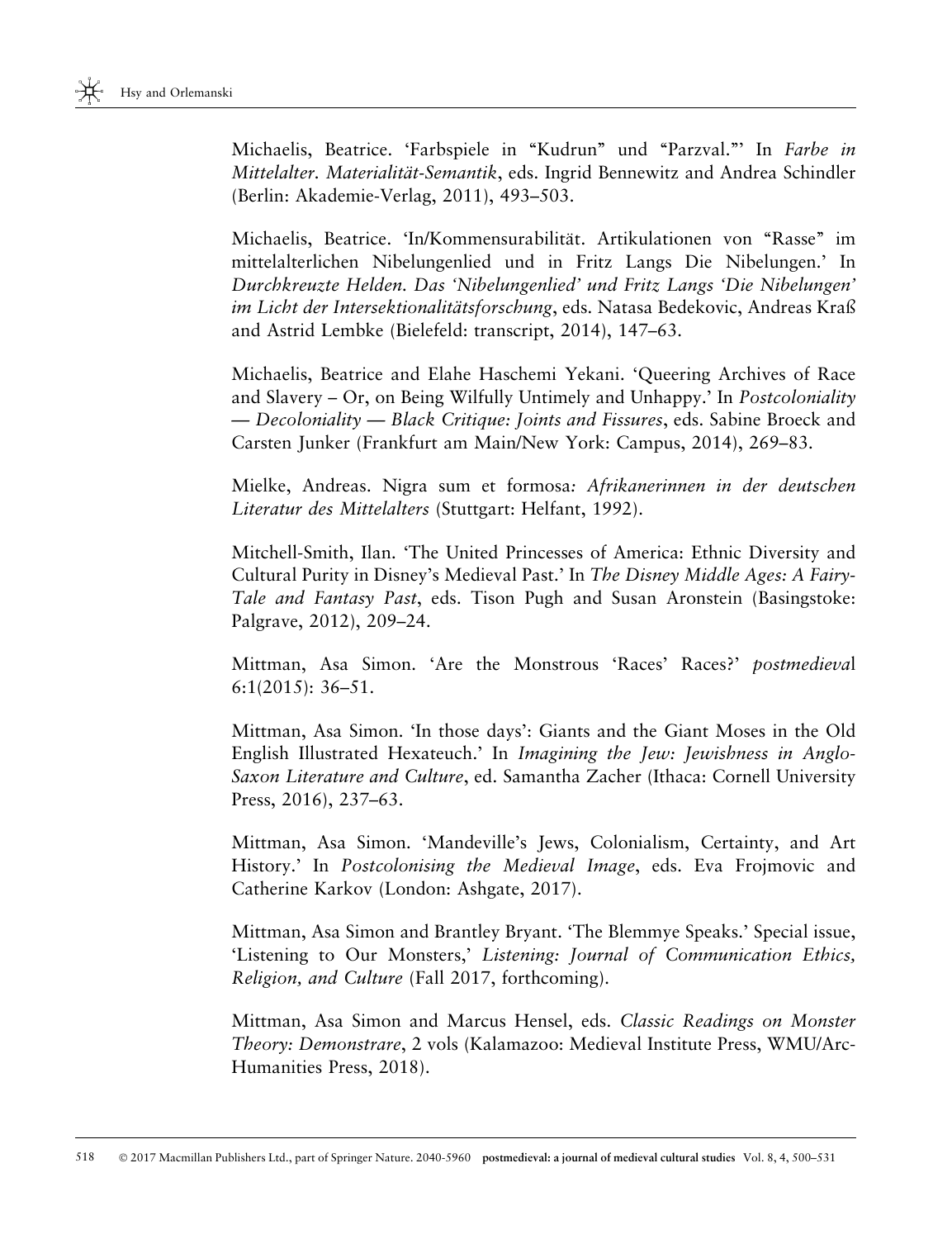Michaelis, Beatrice. 'Farbspiele in "Kudrun" und "Parzval."' In *Farbe in Mittelalter. Materialität-Semantik*, eds. Ingrid Bennewitz and Andrea Schindler (Berlin: Akademie-Verlag, 2011), 493–503.

Michaelis, Beatrice. 'In/Kommensurabilität. Artikulationen von "Rasse" im mittelalterlichen Nibelungenlied und in Fritz Langs Die Nibelungen.' In *Durchkreuzte Helden. Das 'Nibelungenlied' und Fritz Langs 'Die Nibelungen' im Licht der Intersektionalitätsforschung*, eds. Natasa Bedekovic, Andreas Kraß and Astrid Lembke (Bielefeld: transcript, 2014), 147–63.

Michaelis, Beatrice and Elahe Haschemi Yekani. 'Queering Archives of Race and Slavery – Or, on Being Wilfully Untimely and Unhappy.' In *Postcoloniality — Decoloniality — Black Critique: Joints and Fissures*, eds. Sabine Broeck and Carsten Junker (Frankfurt am Main/New York: Campus, 2014), 269–83.

Mielke, Andreas. Nigra sum et formosa*: Afrikanerinnen in der deutschen Literatur des Mittelalters* (Stuttgart: Helfant, 1992).

Mitchell-Smith, Ilan. 'The United Princesses of America: Ethnic Diversity and Cultural Purity in Disney's Medieval Past.' In *The Disney Middle Ages: A Fairy-Tale and Fantasy Past*, eds. Tison Pugh and Susan Aronstein (Basingstoke: Palgrave, 2012), 209–24.

Mittman, Asa Simon. 'Are the Monstrous 'Races' Races?' *postmedieva*l 6:1(2015): 36–51.

Mittman, Asa Simon. 'In those days': Giants and the Giant Moses in the Old English Illustrated Hexateuch.' In *Imagining the Jew: Jewishness in Anglo-Saxon Literature and Culture*, ed. Samantha Zacher (Ithaca: Cornell University Press, 2016), 237–63.

Mittman, Asa Simon. 'Mandeville's Jews, Colonialism, Certainty, and Art History.' In *Postcolonising the Medieval Image*, eds. Eva Frojmovic and Catherine Karkov (London: Ashgate, 2017).

Mittman, Asa Simon and Brantley Bryant. 'The Blemmye Speaks.' Special issue, 'Listening to Our Monsters,' *Listening: Journal of Communication Ethics, Religion, and Culture* (Fall 2017, forthcoming).

Mittman, Asa Simon and Marcus Hensel, eds. *Classic Readings on Monster Theory: Demonstrare*, 2 vols (Kalamazoo: Medieval Institute Press, WMU/Arc-Humanities Press, 2018).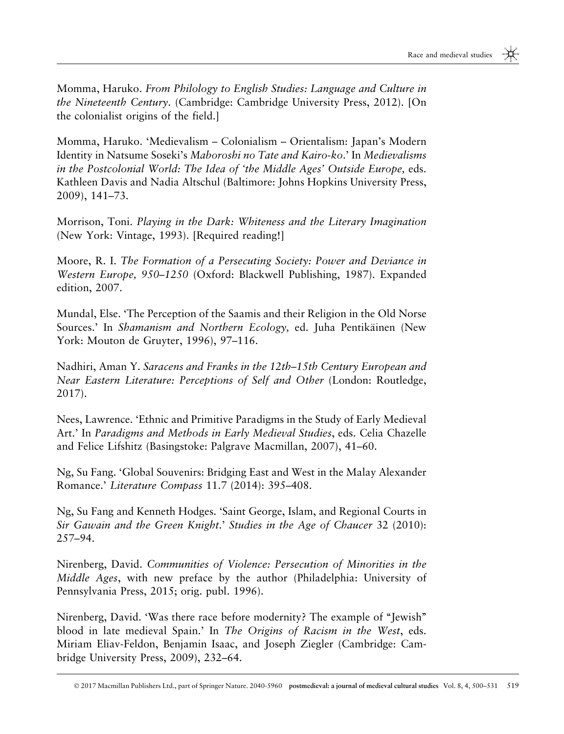Momma, Haruko. *From Philology to English Studies: Language and Culture in the Nineteenth Century*. (Cambridge: Cambridge University Press, 2012). [On the colonialist origins of the field.]

Momma, Haruko. 'Medievalism – Colonialism – Orientalism: Japan's Modern Identity in Natsume Soseki's *Maboroshi no Tate and Kairo-ko*.' In *Medievalisms in the Postcolonial World: The Idea of 'the Middle Ages' Outside Europe,* eds. Kathleen Davis and Nadia Altschul (Baltimore: Johns Hopkins University Press, 2009), 141–73.

Morrison, Toni. *Playing in the Dark: Whiteness and the Literary Imagination* (New York: Vintage, 1993). [Required reading!]

Moore, R. I. *The Formation of a Persecuting Society: Power and Deviance in Western Europe, 950–1250* (Oxford: Blackwell Publishing, 1987). Expanded edition, 2007.

Mundal, Else. 'The Perception of the Saamis and their Religion in the Old Norse Sources.' In *Shamanism and Northern Ecology,* ed. Juha Pentikäinen (New York: Mouton de Gruyter, 1996), 97–116.

Nadhiri, Aman Y. *Saracens and Franks in the 12th–15th Century European and Near Eastern Literature: Perceptions of Self and Other* (London: Routledge, 2017).

Nees, Lawrence. 'Ethnic and Primitive Paradigms in the Study of Early Medieval Art.' In *Paradigms and Methods in Early Medieval Studies*, eds. Celia Chazelle and Felice Lifshitz (Basingstoke: Palgrave Macmillan, 2007), 41–60.

Ng, Su Fang. 'Global Souvenirs: Bridging East and West in the Malay Alexander Romance.' *Literature Compass* 11.7 (2014): 395–408.

Ng, Su Fang and Kenneth Hodges. 'Saint George, Islam, and Regional Courts in *Sir Gawain and the Green Knight*.' *Studies in the Age of Chaucer* 32 (2010): 257–94.

Nirenberg, David. *Communities of Violence: Persecution of Minorities in the Middle Ages*, with new preface by the author (Philadelphia: University of Pennsylvania Press, 2015; orig. publ. 1996).

Nirenberg, David. 'Was there race before modernity? The example of "Jewish" blood in late medieval Spain.' In *The Origins of Racism in the West*, eds. Miriam Eliav-Feldon, Benjamin Isaac, and Joseph Ziegler (Cambridge: Cambridge University Press, 2009), 232–64.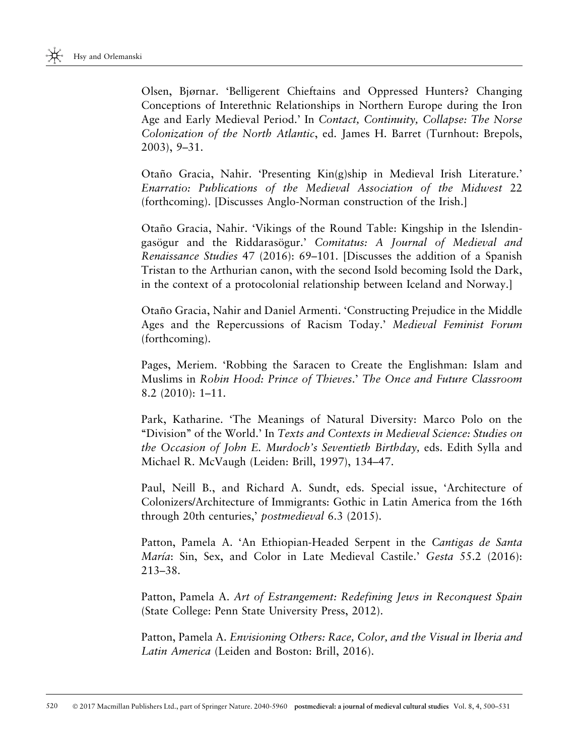Olsen, Bjørnar. 'Belligerent Chieftains and Oppressed Hunters? Changing Conceptions of Interethnic Relationships in Northern Europe during the Iron Age and Early Medieval Period.' In *Contact, Continuity, Collapse: The Norse Colonization of the North Atlantic*, ed. James H. Barret (Turnhout: Brepols, 2003), 9–31.

Otaño Gracia, Nahir. 'Presenting Kin(g)ship in Medieval Irish Literature.' *Enarratio: Publications of the Medieval Association of the Midwest* 22 (forthcoming). [Discusses Anglo-Norman construction of the Irish.]

Otaño Gracia, Nahir. 'Vikings of the Round Table: Kingship in the Islendingasögur and the Riddarasögur.' *Comitatus: A Journal of Medieval and Renaissance Studies* 47 (2016): 69–101. [Discusses the addition of a Spanish Tristan to the Arthurian canon, with the second Isold becoming Isold the Dark, in the context of a protocolonial relationship between Iceland and Norway.]

Otaño Gracia, Nahir and Daniel Armenti. 'Constructing Prejudice in the Middle Ages and the Repercussions of Racism Today.' *Medieval Feminist Forum* (forthcoming).

Pages, Meriem. 'Robbing the Saracen to Create the Englishman: Islam and Muslims in *Robin Hood: Prince of Thieves*.' *The Once and Future Classroom* 8.2 (2010): 1–11.

Park, Katharine. 'The Meanings of Natural Diversity: Marco Polo on the "Division" of the World.' In *Texts and Contexts in Medieval Science: Studies on the Occasion of John E. Murdoch's Seventieth Birthday*, eds. Edith Sylla and Michael R. McVaugh (Leiden: Brill, 1997), 134–47.

Paul, Neill B., and Richard A. Sundt, eds. Special issue, 'Architecture of Colonizers/Architecture of Immigrants: Gothic in Latin America from the 16th through 20th centuries,' *postmedieval* 6.3 (2015).

Patton, Pamela A. 'An Ethiopian-Headed Serpent in the *Cantigas de Santa María*: Sin, Sex, and Color in Late Medieval Castile.' *Gesta* 55.2 (2016): 213–38.

Patton, Pamela A. *Art of Estrangement: Redefining Jews in Reconquest Spain* (State College: Penn State University Press, 2012).

Patton, Pamela A. *Envisioning Others: Race, Color, and the Visual in Iberia and Latin America* (Leiden and Boston: Brill, 2016).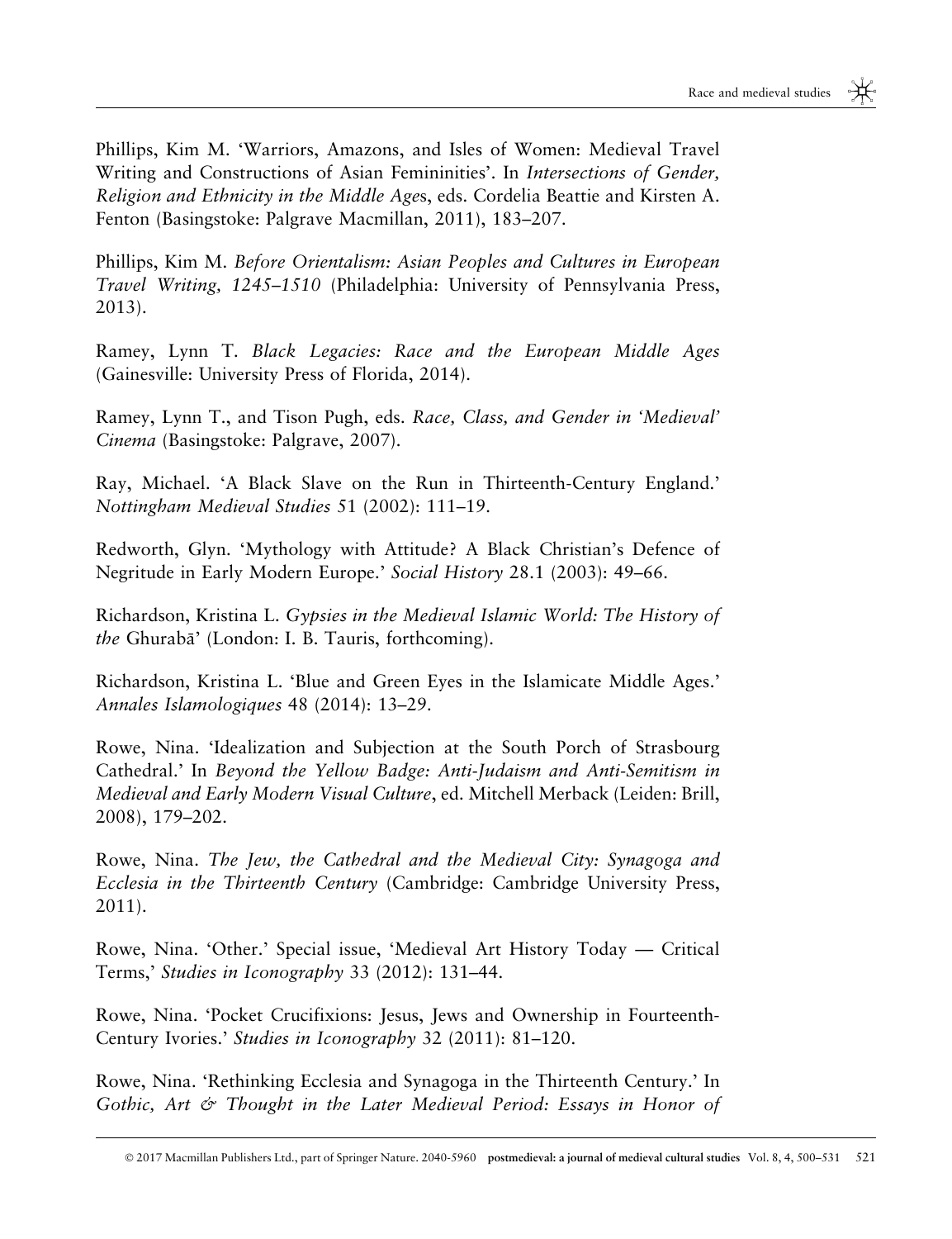Phillips, Kim M. 'Warriors, Amazons, and Isles of Women: Medieval Travel Writing and Constructions of Asian Femininities'. In *Intersections of Gender, Religion and Ethnicity in the Middle Ages*, eds. Cordelia Beattie and Kirsten A. Fenton (Basingstoke: Palgrave Macmillan, 2011), 183–207.

Phillips, Kim M. *Before Orientalism: Asian Peoples and Cultures in European Travel Writing, 1245–1510* (Philadelphia: University of Pennsylvania Press, 2013).

Ramey, Lynn T. *Black Legacies: Race and the European Middle Ages* (Gainesville: University Press of Florida, 2014).

Ramey, Lynn T., and Tison Pugh, eds. *Race, Class, and Gender in 'Medieval' Cinema* (Basingstoke: Palgrave, 2007).

Ray, Michael. 'A Black Slave on the Run in Thirteenth-Century England.' *Nottingham Medieval Studies* 51 (2002): 111–19.

Redworth, Glyn. 'Mythology with Attitude? A Black Christian's Defence of Negritude in Early Modern Europe.' *Social History* 28.1 (2003): 49–66.

Richardson, Kristina L. *Gypsies in the Medieval Islamic World: The History of the* Ghurabā' (London: I. B. Tauris, forthcoming).

Richardson, Kristina L. 'Blue and Green Eyes in the Islamicate Middle Ages.' *Annales Islamologiques* 48 (2014): 13–29.

Rowe, Nina. 'Idealization and Subjection at the South Porch of Strasbourg Cathedral.' In *Beyond the Yellow Badge: Anti-Judaism and Anti-Semitism in Medieval and Early Modern Visual Culture*, ed. Mitchell Merback (Leiden: Brill, 2008), 179–202.

Rowe, Nina. *The Jew, the Cathedral and the Medieval City: Synagoga and Ecclesia in the Thirteenth Century* (Cambridge: Cambridge University Press, 2011).

Rowe, Nina. 'Other.' Special issue, 'Medieval Art History Today — Critical Terms,' *Studies in Iconography* 33 (2012): 131–44.

Rowe, Nina. 'Pocket Crucifixions: Jesus, Jews and Ownership in Fourteenth-Century Ivories.' *Studies in Iconography* 32 (2011): 81–120.

Rowe, Nina. 'Rethinking Ecclesia and Synagoga in the Thirteenth Century.' In *Gothic, Art & Thought in the Later Medieval Period: Essays in Honor of*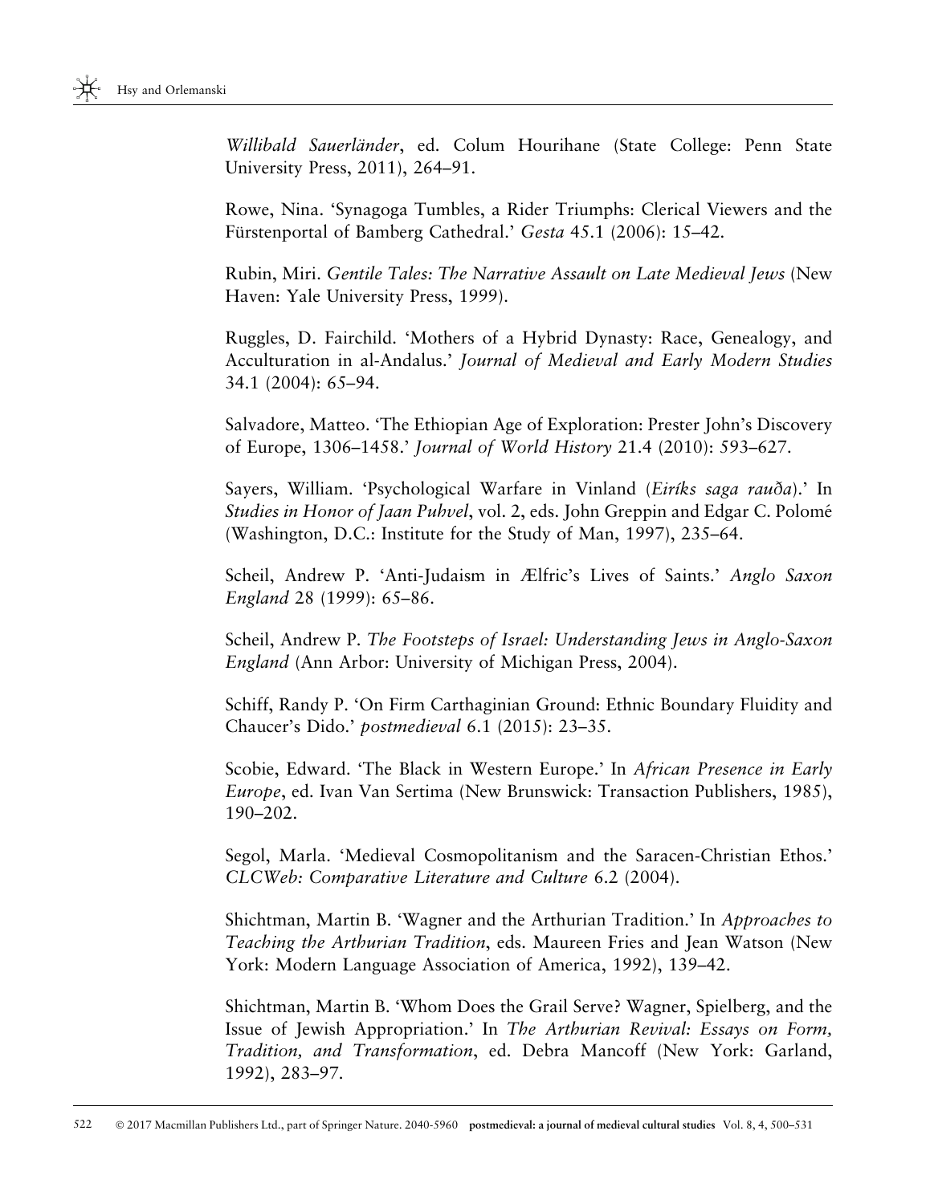*Willibald Sauerländer*, ed. Colum Hourihane (State College: Penn State University Press, 2011), 264–91.

Rowe, Nina. 'Synagoga Tumbles, a Rider Triumphs: Clerical Viewers and the Fürstenportal of Bamberg Cathedral.' *Gesta* 45.1 (2006): 15–42.

Rubin, Miri. *Gentile Tales: The Narrative Assault on Late Medieval Jews* (New Haven: Yale University Press, 1999).

Ruggles, D. Fairchild. 'Mothers of a Hybrid Dynasty: Race, Genealogy, and Acculturation in al-Andalus.' *Journal of Medieval and Early Modern Studies* 34.1 (2004): 65–94.

Salvadore, Matteo. 'The Ethiopian Age of Exploration: Prester John's Discovery of Europe, 1306–1458.' *Journal of World History* 21.4 (2010): 593–627.

Sayers, William. 'Psychological Warfare in Vinland (*Eiríks saga rauða*).' In *Studies in Honor of Jaan Puhvel*, vol. 2, eds. John Greppin and Edgar C. Polomé (Washington, D.C.: Institute for the Study of Man, 1997), 235–64.

Scheil, Andrew P. 'Anti-Judaism in Ælfric's Lives of Saints.' *Anglo Saxon England* 28 (1999): 65–86.

Scheil, Andrew P. *The Footsteps of Israel: Understanding Jews in Anglo-Saxon England* (Ann Arbor: University of Michigan Press, 2004).

Schiff, Randy P. 'On Firm Carthaginian Ground: Ethnic Boundary Fluidity and Chaucer's Dido.' *postmedieval* 6.1 (2015): 23–35.

Scobie, Edward. 'The Black in Western Europe.' In *African Presence in Early Europe*, ed. Ivan Van Sertima (New Brunswick: Transaction Publishers, 1985), 190–202.

Segol, Marla. 'Medieval Cosmopolitanism and the Saracen-Christian Ethos.' *CLCWeb: Comparative Literature and Culture* 6.2 (2004).

Shichtman, Martin B. 'Wagner and the Arthurian Tradition.' In *Approaches to Teaching the Arthurian Tradition*, eds. Maureen Fries and Jean Watson (New York: Modern Language Association of America, 1992), 139–42.

Shichtman, Martin B. 'Whom Does the Grail Serve? Wagner, Spielberg, and the Issue of Jewish Appropriation.' In *The Arthurian Revival: Essays on Form, Tradition, and Transformation*, ed. Debra Mancoff (New York: Garland, 1992), 283–97.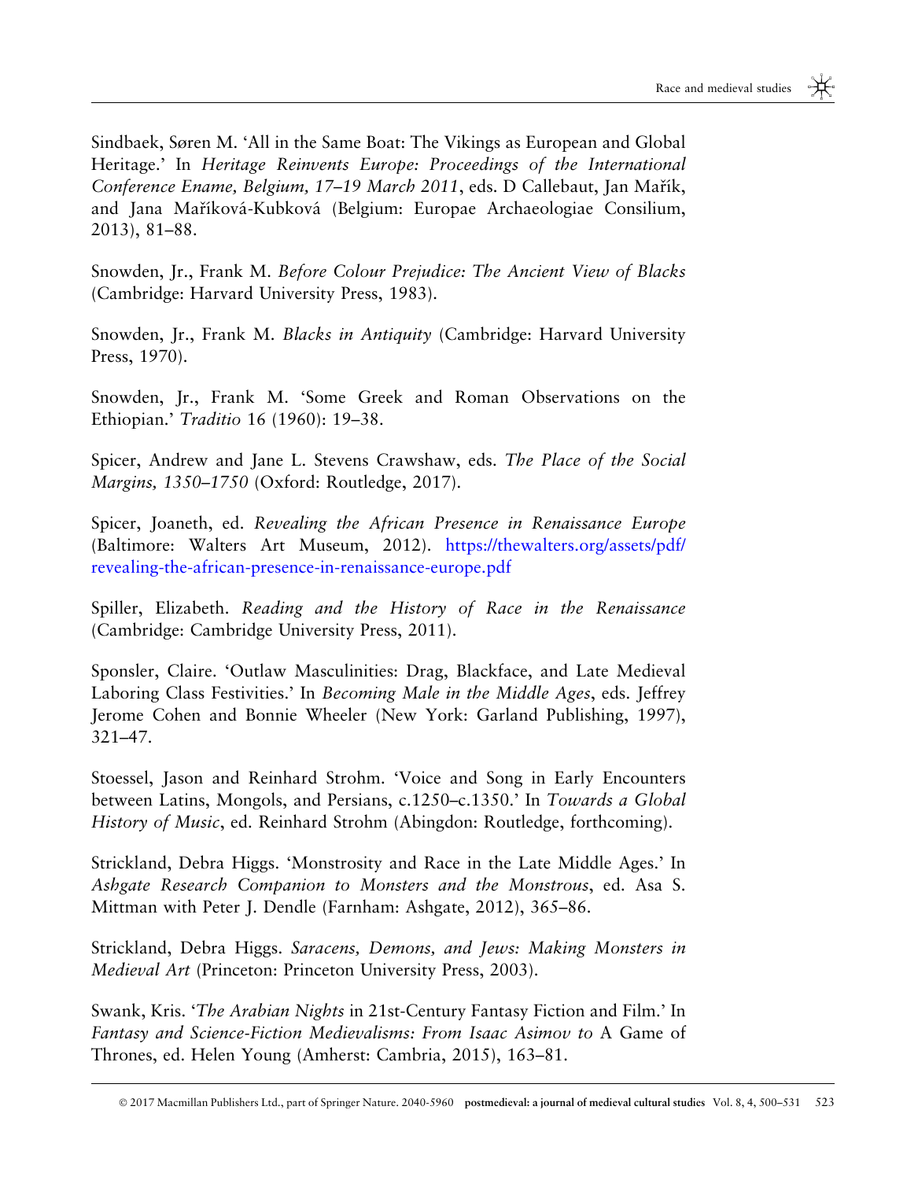Sindbaek, Søren M. 'All in the Same Boat: The Vikings as European and Global Heritage.' In *Heritage Reinvents Europe: Proceedings of the International Conference Ename, Belgium, 17–19 March 2011*, eds. D Callebaut, Jan Mařík, and Jana Maříková-Kubková (Belgium: Europae Archaeologiae Consilium, 2013), 81–88.

Snowden, Jr., Frank M. *Before Colour Prejudice: The Ancient View of Blacks* (Cambridge: Harvard University Press, 1983).

Snowden, Jr., Frank M. *Blacks in Antiquity* (Cambridge: Harvard University Press, 1970).

Snowden, Jr., Frank M. 'Some Greek and Roman Observations on the Ethiopian.' *Traditio* 16 (1960): 19–38.

Spicer, Andrew and Jane L. Stevens Crawshaw, eds. *The Place of the Social Margins, 1350–1750* (Oxford: Routledge, 2017).

Spicer, Joaneth, ed. *Revealing the African Presence in Renaissance Europe* (Baltimore: Walters Art Museum, 2012). https://thewalters.org/assets/pdf/revealing-the-african-presence-in-renaissance-europe.pdf

Spiller, Elizabeth. *Reading and the History of Race in the Renaissance* (Cambridge: Cambridge University Press, 2011).

Sponsler, Claire. 'Outlaw Masculinities: Drag, Blackface, and Late Medieval Laboring Class Festivities.' In *Becoming Male in the Middle Ages*, eds. Jeffrey Jerome Cohen and Bonnie Wheeler (New York: Garland Publishing, 1997), 321–47.

Stoessel, Jason and Reinhard Strohm. 'Voice and Song in Early Encounters between Latins, Mongols, and Persians, c.1250–c.1350.' In *Towards a Global History of Music*, ed. Reinhard Strohm (Abingdon: Routledge, forthcoming).

Strickland, Debra Higgs. 'Monstrosity and Race in the Late Middle Ages.' In *Ashgate Research Companion to Monsters and the Monstrous*, ed. Asa S. Mittman with Peter J. Dendle (Farnham: Ashgate, 2012), 365–86.

Strickland, Debra Higgs. *Saracens, Demons, and Jews: Making Monsters in Medieval Art* (Princeton: Princeton University Press, 2003).

Swank, Kris. '*The Arabian Nights* in 21st-Century Fantasy Fiction and Film.' In *Fantasy and Science-Fiction Medievalisms: From Isaac Asimov to* A Game of Thrones, ed. Helen Young (Amherst: Cambria, 2015), 163–81.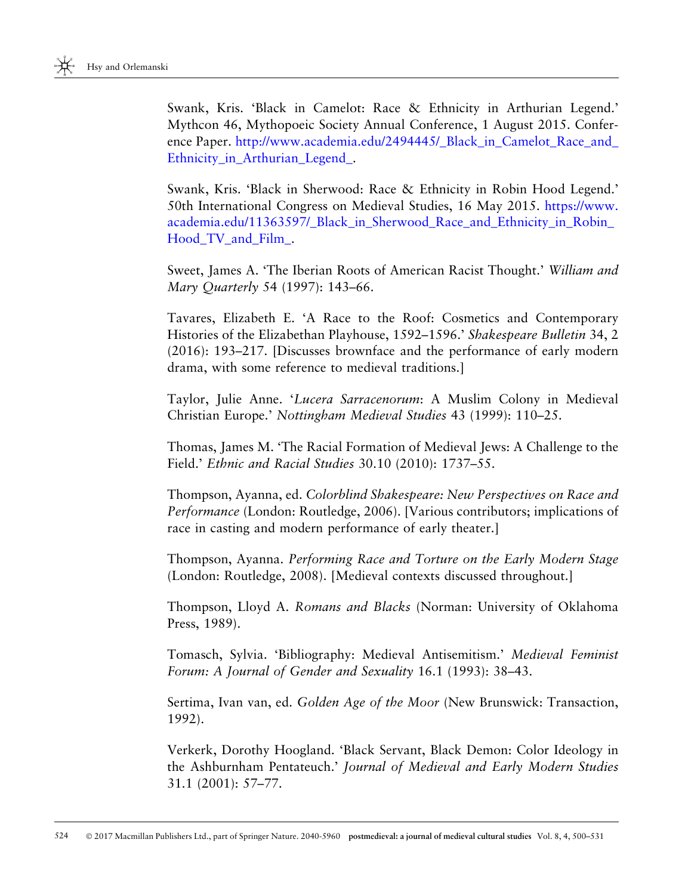Swank, Kris. 'Black in Camelot: Race & Ethnicity in Arthurian Legend.' Mythcon 46, Mythopoeic Society Annual Conference, 1 August 2015. Conference Paper. http://www.academia.edu/2494445/_Black_in_Camelot_Race_and_Ethnicity_in_Arthurian_Legend_.

Swank, Kris. 'Black in Sherwood: Race & Ethnicity in Robin Hood Legend.' 50th International Congress on Medieval Studies, 16 May 2015. https://www.academia.edu/11363597/_Black_in_Sherwood_Race_and_Ethnicity_in_Robin_Hood_TV_and_Film_.

Sweet, James A. 'The Iberian Roots of American Racist Thought.' *William and Mary Quarterly* 54 (1997): 143–66.

Tavares, Elizabeth E. 'A Race to the Roof: Cosmetics and Contemporary Histories of the Elizabethan Playhouse, 1592–1596.' *Shakespeare Bulletin* 34, 2 (2016): 193–217. [Discusses brownface and the performance of early modern drama, with some reference to medieval traditions.]

Taylor, Julie Anne. '*Lucera Sarracenorum*: A Muslim Colony in Medieval Christian Europe.' *Nottingham Medieval Studies* 43 (1999): 110–25.

Thomas, James M. 'The Racial Formation of Medieval Jews: A Challenge to the Field.' *Ethnic and Racial Studies* 30.10 (2010): 1737–55.

Thompson, Ayanna, ed. *Colorblind Shakespeare: New Perspectives on Race and Performance* (London: Routledge, 2006). [Various contributors; implications of race in casting and modern performance of early theater.]

Thompson, Ayanna. *Performing Race and Torture on the Early Modern Stage* (London: Routledge, 2008). [Medieval contexts discussed throughout.]

Thompson, Lloyd A. *Romans and Blacks* (Norman: University of Oklahoma Press, 1989).

Tomasch, Sylvia. 'Bibliography: Medieval Antisemitism.' *Medieval Feminist Forum: A Journal of Gender and Sexuality* 16.1 (1993): 38–43.

Sertima, Ivan van, ed. *Golden Age of the Moor* (New Brunswick: Transaction, 1992).

Verkerk, Dorothy Hoogland. 'Black Servant, Black Demon: Color Ideology in the Ashburnham Pentateuch.' *Journal of Medieval and Early Modern Studies* 31.1 (2001): 57–77.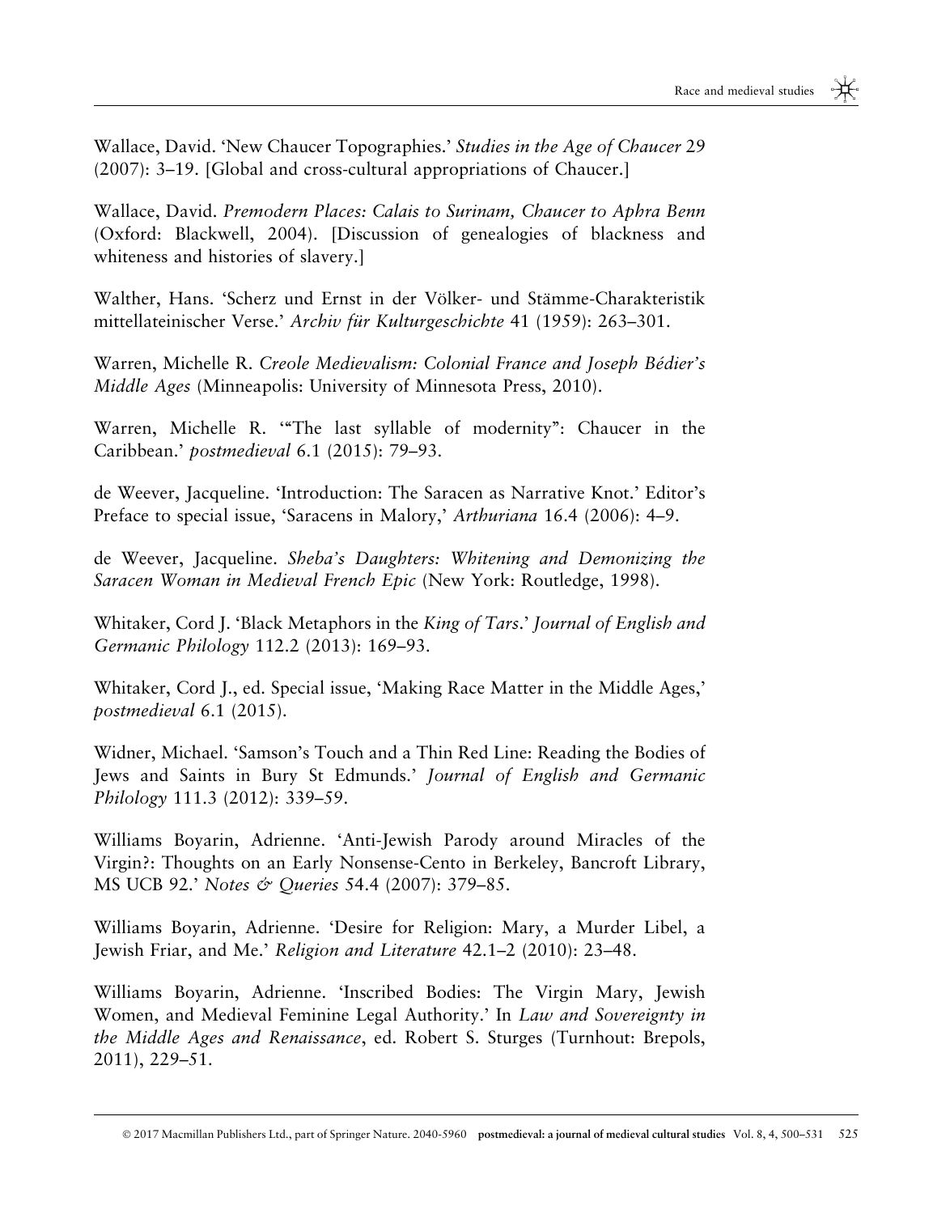Wallace, David. 'New Chaucer Topographies.' *Studies in the Age of Chaucer* 29 (2007): 3–19. [Global and cross-cultural appropriations of Chaucer.]

Wallace, David. *Premodern Places: Calais to Surinam, Chaucer to Aphra Benn* (Oxford: Blackwell, 2004). [Discussion of genealogies of blackness and whiteness and histories of slavery.]

Walther, Hans. 'Scherz und Ernst in der Völker- und Stämme-Charakteristik mittellateinischer Verse.' *Archiv für Kulturgeschichte* 41 (1959): 263–301.

Warren, Michelle R. *Creole Medievalism: Colonial France and Joseph Bédier's Middle Ages* (Minneapolis: University of Minnesota Press, 2010).

Warren, Michelle R. '"The last syllable of modernity": Chaucer in the Caribbean.' *postmedieval* 6.1 (2015): 79–93.

de Weever, Jacqueline. 'Introduction: The Saracen as Narrative Knot.' Editor's Preface to special issue, 'Saracens in Malory,' *Arthuriana* 16.4 (2006): 4–9.

de Weever, Jacqueline. *Sheba's Daughters: Whitening and Demonizing the Saracen Woman in Medieval French Epic* (New York: Routledge, 1998).

Whitaker, Cord J. 'Black Metaphors in the *King of Tars*.' *Journal of English and Germanic Philology* 112.2 (2013): 169–93.

Whitaker, Cord J., ed. Special issue, 'Making Race Matter in the Middle Ages,' *postmedieval* 6.1 (2015).

Widner, Michael. 'Samson's Touch and a Thin Red Line: Reading the Bodies of Jews and Saints in Bury St Edmunds.' *Journal of English and Germanic Philology* 111.3 (2012): 339–59.

Williams Boyarin, Adrienne. 'Anti-Jewish Parody around Miracles of the Virgin?: Thoughts on an Early Nonsense-Cento in Berkeley, Bancroft Library, MS UCB 92.' *Notes & Queries* 54.4 (2007): 379–85.

Williams Boyarin, Adrienne. 'Desire for Religion: Mary, a Murder Libel, a Jewish Friar, and Me.' *Religion and Literature* 42.1–2 (2010): 23–48.

Williams Boyarin, Adrienne. 'Inscribed Bodies: The Virgin Mary, Jewish Women, and Medieval Feminine Legal Authority.' In *Law and Sovereignty in the Middle Ages and Renaissance*, ed. Robert S. Sturges (Turnhout: Brepols, 2011), 229–51.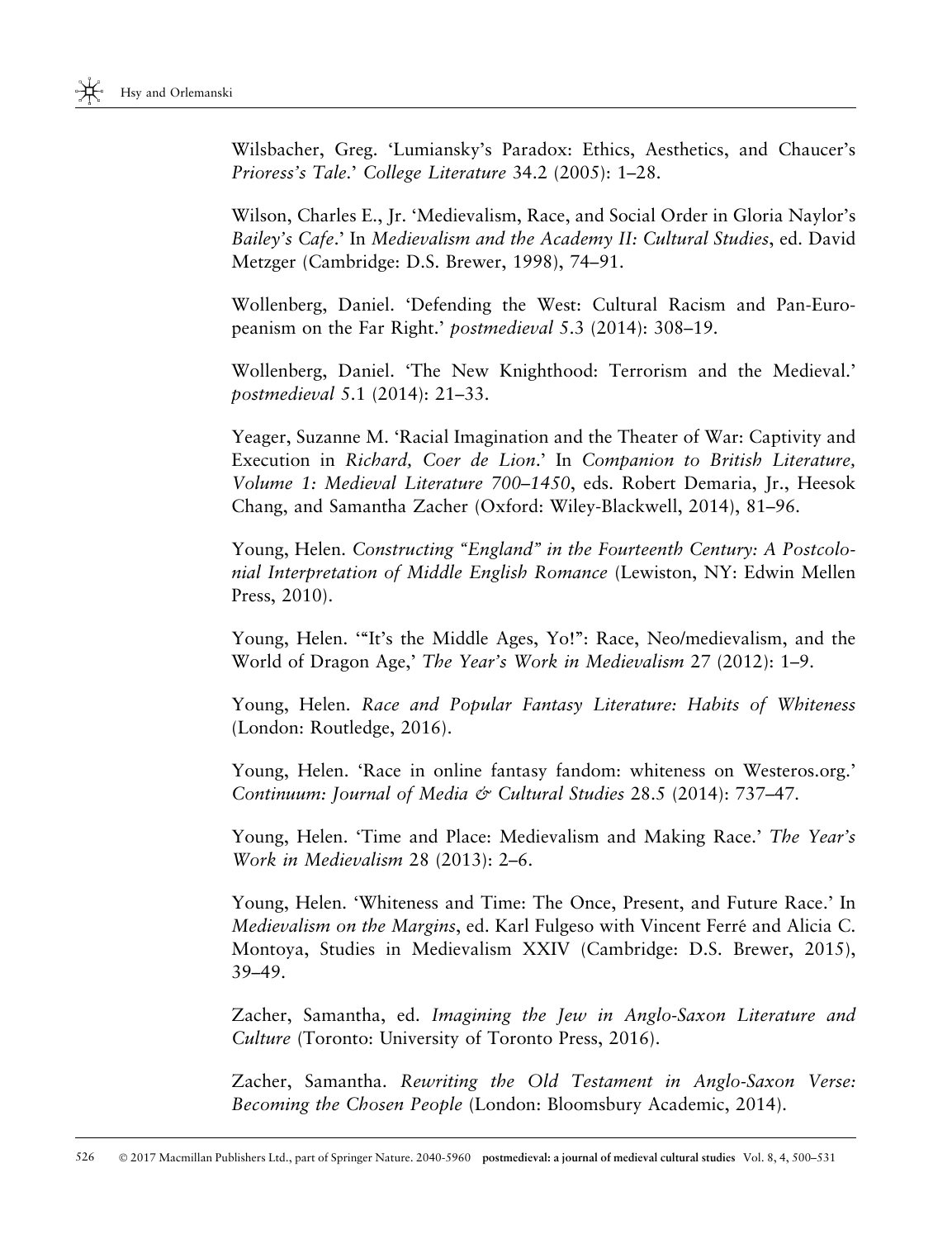Wilsbacher, Greg. 'Lumiansky's Paradox: Ethics, Aesthetics, and Chaucer's *Prioress's Tale*.' *College Literature* 34.2 (2005): 1–28.

Wilson, Charles E., Jr. 'Medievalism, Race, and Social Order in Gloria Naylor's *Bailey's Cafe*.' In *Medievalism and the Academy II: Cultural Studies*, ed. David Metzger (Cambridge: D.S. Brewer, 1998), 74–91.

Wollenberg, Daniel. 'Defending the West: Cultural Racism and Pan-Europeanism on the Far Right.' *postmedieval* 5.3 (2014): 308–19.

Wollenberg, Daniel. 'The New Knighthood: Terrorism and the Medieval.' *postmedieval* 5.1 (2014): 21–33.

Yeager, Suzanne M. 'Racial Imagination and the Theater of War: Captivity and Execution in *Richard, Coer de Lion*.' In *Companion to British Literature, Volume 1: Medieval Literature 700–1450*, eds. Robert Demaria, Jr., Heesok Chang, and Samantha Zacher (Oxford: Wiley-Blackwell, 2014), 81–96.

Young, Helen. *Constructing "England" in the Fourteenth Century: A Postcolonial Interpretation of Middle English Romance* (Lewiston, NY: Edwin Mellen Press, 2010).

Young, Helen. '"It's the Middle Ages, Yo!": Race, Neo/medievalism, and the World of Dragon Age,' *The Year's Work in Medievalism* 27 (2012): 1–9.

Young, Helen. *Race and Popular Fantasy Literature: Habits of Whiteness* (London: Routledge, 2016).

Young, Helen. 'Race in online fantasy fandom: whiteness on Westeros.org.' *Continuum: Journal of Media & Cultural Studies* 28.5 (2014): 737–47.

Young, Helen. 'Time and Place: Medievalism and Making Race.' *The Year's Work in Medievalism* 28 (2013): 2–6.

Young, Helen. 'Whiteness and Time: The Once, Present, and Future Race.' In *Medievalism on the Margins*, ed. Karl Fulgeso with Vincent Ferré and Alicia C. Montoya, Studies in Medievalism XXIV (Cambridge: D.S. Brewer, 2015), 39–49.

Zacher, Samantha, ed. *Imagining the Jew in Anglo-Saxon Literature and Culture* (Toronto: University of Toronto Press, 2016).

Zacher, Samantha. *Rewriting the Old Testament in Anglo-Saxon Verse: Becoming the Chosen People* (London: Bloomsbury Academic, 2014).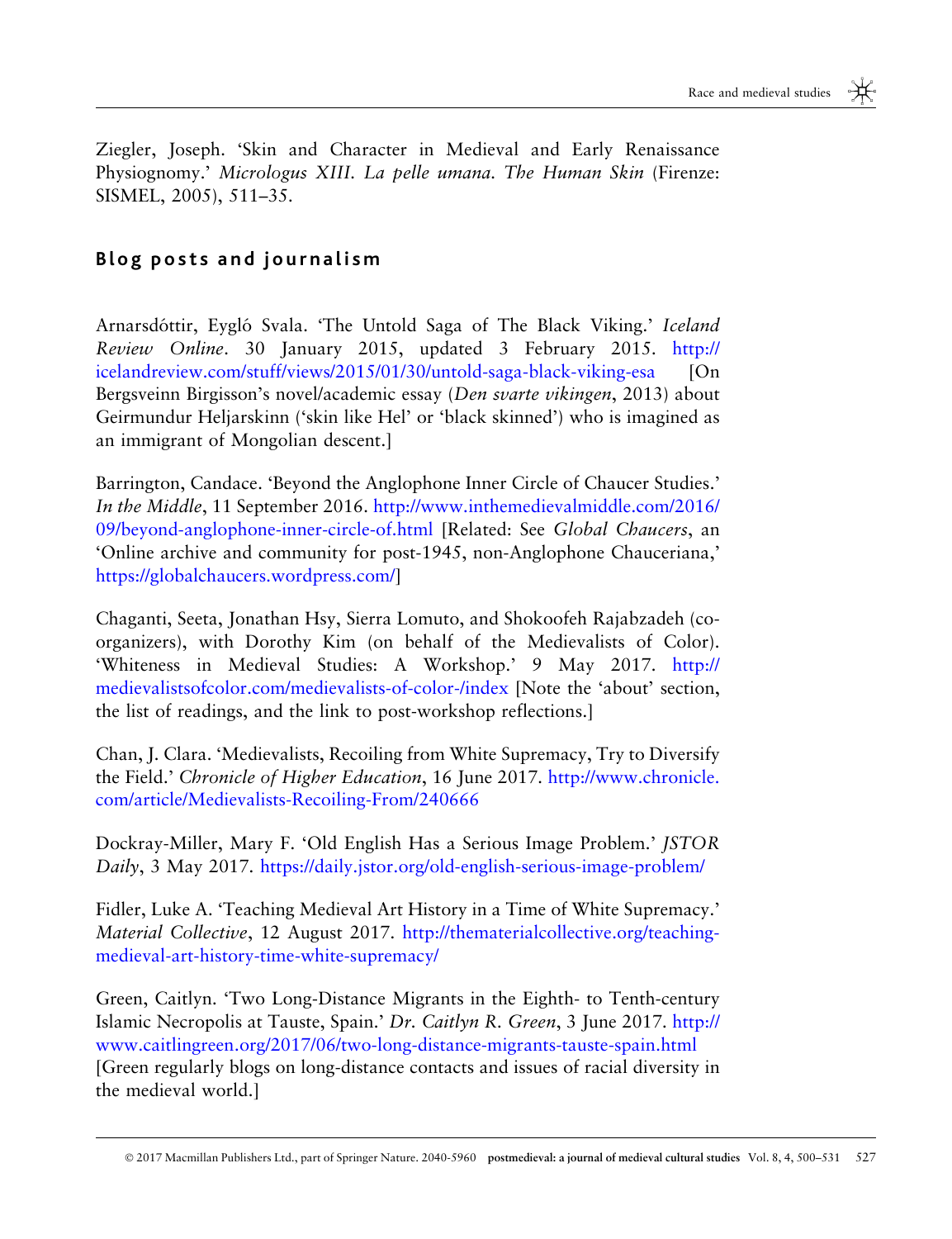Ziegler, Joseph. 'Skin and Character in Medieval and Early Renaissance Physiognomy.' *Micrologus XIII. La pelle umana. The Human Skin* (Firenze: SISMEL, 2005), 511–35.

## Blog posts and journalism

Arnarsdóttir, Eygló Svala. 'The Untold Saga of The Black Viking.' *Iceland Review Online*. 30 January 2015, updated 3 February 2015. http://icelandreview.com/stuff/views/2015/01/30/untold-saga-black-viking-esa [On Bergsveinn Birgisson's novel/academic essay (*Den svarte vikingen*, 2013) about Geirmundur Heljarskinn ('skin like Hel' or 'black skinned') who is imagined as an immigrant of Mongolian descent.]

Barrington, Candace. 'Beyond the Anglophone Inner Circle of Chaucer Studies.' *In the Middle*, 11 September 2016. http://www.inthemedievalmiddle.com/2016/09/beyond-anglophone-inner-circle-of.html [Related: See *Global Chaucers*, an 'Online archive and community for post-1945, non-Anglophone Chauceriana,' https://globalchaucers.wordpress.com/]

Chaganti, Seeta, Jonathan Hsy, Sierra Lomuto, and Shokoofeh Rajabzadeh (co-organizers), with Dorothy Kim (on behalf of the Medievalists of Color). 'Whiteness in Medieval Studies: A Workshop.' 9 May 2017. http://medievalistsofcolor.com/medievalists-of-color-/index [Note the 'about' section, the list of readings, and the link to post-workshop reflections.]

Chan, J. Clara. 'Medievalists, Recoiling from White Supremacy, Try to Diversify the Field.' *Chronicle of Higher Education*, 16 June 2017. http://www.chronicle.com/article/Medievalists-Recoiling-From/240666

Dockray-Miller, Mary F. 'Old English Has a Serious Image Problem.' *JSTOR Daily*, 3 May 2017. https://daily.jstor.org/old-english-serious-image-problem/

Fidler, Luke A. 'Teaching Medieval Art History in a Time of White Supremacy.' *Material Collective*, 12 August 2017. http://thematerialcollective.org/teaching-medieval-art-history-time-white-supremacy/

Green, Caitlyn. 'Two Long-Distance Migrants in the Eighth- to Tenth-century Islamic Necropolis at Tauste, Spain.' *Dr. Caitlyn R. Green*, 3 June 2017. http://www.caitlingreen.org/2017/06/two-long-distance-migrants-tauste-spain.html [Green regularly blogs on long-distance contacts and issues of racial diversity in the medieval world.]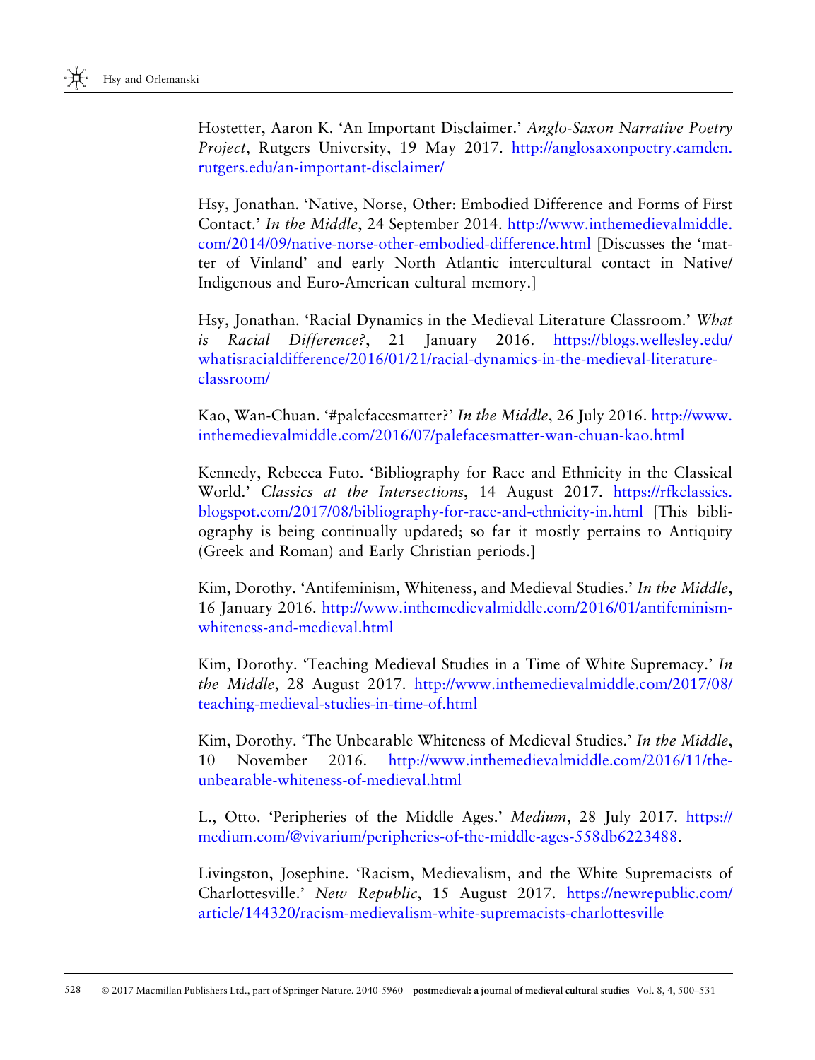Hostetter, Aaron K. 'An Important Disclaimer.' *Anglo-Saxon Narrative Poetry Project*, Rutgers University, 19 May 2017. http://anglosaxonpoetry.camden.rutgers.edu/an-important-disclaimer/

Hsy, Jonathan. 'Native, Norse, Other: Embodied Difference and Forms of First Contact.' *In the Middle*, 24 September 2014. http://www.inthemedievalmiddle.com/2014/09/native-norse-other-embodied-difference.html [Discusses the 'matter of Vinland' and early North Atlantic intercultural contact in Native/Indigenous and Euro-American cultural memory.]

Hsy, Jonathan. 'Racial Dynamics in the Medieval Literature Classroom.' *What is Racial Difference?*, 21 January 2016. https://blogs.wellesley.edu/whatisracialdifference/2016/01/21/racial-dynamics-in-the-medieval-literature-classroom/

Kao, Wan-Chuan. '#palefacesmatter?' *In the Middle*, 26 July 2016. http://www.inthemedievalmiddle.com/2016/07/palefacesmatter-wan-chuan-kao.html

Kennedy, Rebecca Futo. 'Bibliography for Race and Ethnicity in the Classical World.' *Classics at the Intersections*, 14 August 2017. https://rfkclassics.blogspot.com/2017/08/bibliography-for-race-and-ethnicity-in.html [This bibliography is being continually updated; so far it mostly pertains to Antiquity (Greek and Roman) and Early Christian periods.]

Kim, Dorothy. 'Antifeminism, Whiteness, and Medieval Studies.' *In the Middle*, 16 January 2016. http://www.inthemedievalmiddle.com/2016/01/antifeminism-whiteness-and-medieval.html

Kim, Dorothy. 'Teaching Medieval Studies in a Time of White Supremacy.' *In the Middle*, 28 August 2017. http://www.inthemedievalmiddle.com/2017/08/teaching-medieval-studies-in-time-of.html

Kim, Dorothy. 'The Unbearable Whiteness of Medieval Studies.' *In the Middle*, 10 November 2016. http://www.inthemedievalmiddle.com/2016/11/the-unbearable-whiteness-of-medieval.html

L., Otto. 'Peripheries of the Middle Ages.' *Medium*, 28 July 2017. https://medium.com/@vivarium/peripheries-of-the-middle-ages-558db6223488.

Livingston, Josephine. 'Racism, Medievalism, and the White Supremacists of Charlottesville.' *New Republic*, 15 August 2017. https://newrepublic.com/article/144320/racism-medievalism-white-supremacists-charlottesville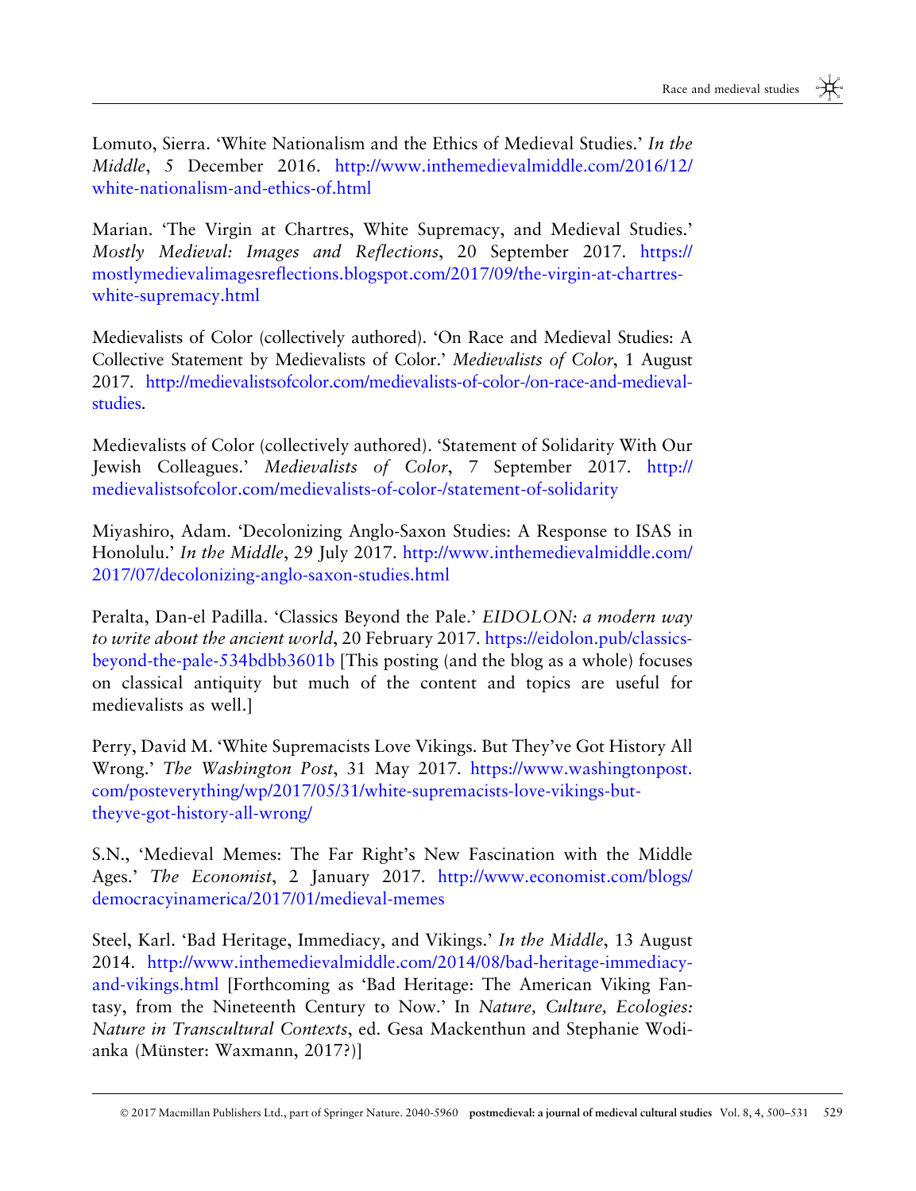Lomuto, Sierra. 'White Nationalism and the Ethics of Medieval Studies.' *In the Middle*, 5 December 2016. http://www.inthemedievalmiddle.com/2016/12/white-nationalism-and-ethics-of.html

Marian. 'The Virgin at Chartres, White Supremacy, and Medieval Studies.' *Mostly Medieval: Images and Reflections*, 20 September 2017. https://mostlymedievalimagesreflections.blogspot.com/2017/09/the-virgin-at-chartres-white-supremacy.html

Medievalists of Color (collectively authored). 'On Race and Medieval Studies: A Collective Statement by Medievalists of Color.' *Medievalists of Color*, 1 August 2017. http://medievalistsofcolor.com/medievalists-of-color-/on-race-and-medieval-studies.

Medievalists of Color (collectively authored). 'Statement of Solidarity With Our Jewish Colleagues.' *Medievalists of Color*, 7 September 2017. http://medievalistsofcolor.com/medievalists-of-color-/statement-of-solidarity

Miyashiro, Adam. 'Decolonizing Anglo-Saxon Studies: A Response to ISAS in Honolulu.' *In the Middle*, 29 July 2017. http://www.inthemedievalmiddle.com/2017/07/decolonizing-anglo-saxon-studies.html

Peralta, Dan-el Padilla. 'Classics Beyond the Pale.' *EIDOLON: a modern way to write about the ancient world*, 20 February 2017. https://eidolon.pub/classics-beyond-the-pale-534bdbb3601b [This posting (and the blog as a whole) focuses on classical antiquity but much of the content and topics are useful for medievalists as well.]

Perry, David M. 'White Supremacists Love Vikings. But They've Got History All Wrong.' *The Washington Post*, 31 May 2017. https://www.washingtonpost.com/posteverything/wp/2017/05/31/white-supremacists-love-vikings-but-theyve-got-history-all-wrong/

S.N., 'Medieval Memes: The Far Right's New Fascination with the Middle Ages.' *The Economist*, 2 January 2017. http://www.economist.com/blogs/democracyinamerica/2017/01/medieval-memes

Steel, Karl. 'Bad Heritage, Immediacy, and Vikings.' *In the Middle*, 13 August 2014. http://www.inthemedievalmiddle.com/2014/08/bad-heritage-immediacy-and-vikings.html [Forthcoming as 'Bad Heritage: The American Viking Fantasy, from the Nineteenth Century to Now.' In *Nature, Culture, Ecologies: Nature in Transcultural Contexts*, ed. Gesa Mackenthun and Stephanie Wodianka (Münster: Waxmann, 2017?)]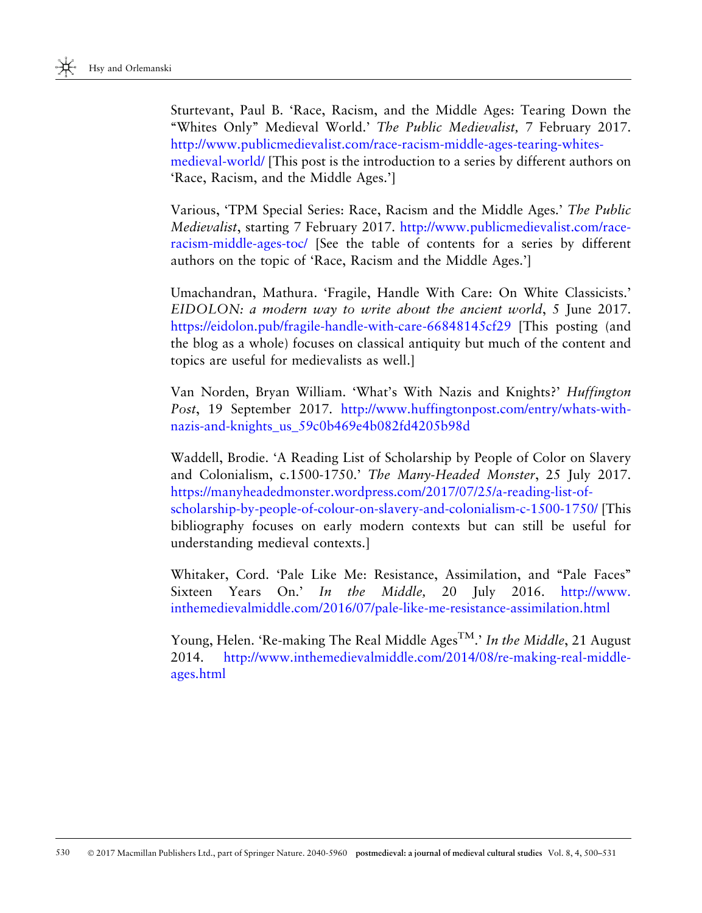Sturtevant, Paul B. 'Race, Racism, and the Middle Ages: Tearing Down the "Whites Only" Medieval World.' *The Public Medievalist,* 7 February 2017. http://www.publicmedievalist.com/race-racism-middle-ages-tearing-whites-medieval-world/ [This post is the introduction to a series by different authors on 'Race, Racism, and the Middle Ages.']

Various, 'TPM Special Series: Race, Racism and the Middle Ages.' *The Public Medievalist*, starting 7 February 2017. http://www.publicmedievalist.com/race-racism-middle-ages-toc/ [See the table of contents for a series by different authors on the topic of 'Race, Racism and the Middle Ages.']

Umachandran, Mathura. 'Fragile, Handle With Care: On White Classicists.' *EIDOLON: a modern way to write about the ancient world*, 5 June 2017. https://eidolon.pub/fragile-handle-with-care-66848145cf29 [This posting (and the blog as a whole) focuses on classical antiquity but much of the content and topics are useful for medievalists as well.]

Van Norden, Bryan William. 'What's With Nazis and Knights?' *Huffington Post*, 19 September 2017. http://www.huffingtonpost.com/entry/whats-with-nazis-and-knights_us_59c0b469e4b082fd4205b98d

Waddell, Brodie. 'A Reading List of Scholarship by People of Color on Slavery and Colonialism, c.1500-1750.' *The Many-Headed Monster*, 25 July 2017. https://manyheadedmonster.wordpress.com/2017/07/25/a-reading-list-of-scholarship-by-people-of-colour-on-slavery-and-colonialism-c-1500-1750/ [This bibliography focuses on early modern contexts but can still be useful for understanding medieval contexts.]

Whitaker, Cord. 'Pale Like Me: Resistance, Assimilation, and "Pale Faces" Sixteen Years On.' *In the Middle,* 20 July 2016. http://www.inthemedievalmiddle.com/2016/07/pale-like-me-resistance-assimilation.html

Young, Helen. 'Re-making The Real Middle Ages$^{TM}$.' *In the Middle*, 21 August 2014. http://www.inthemedievalmiddle.com/2014/08/re-making-real-middle-ages.html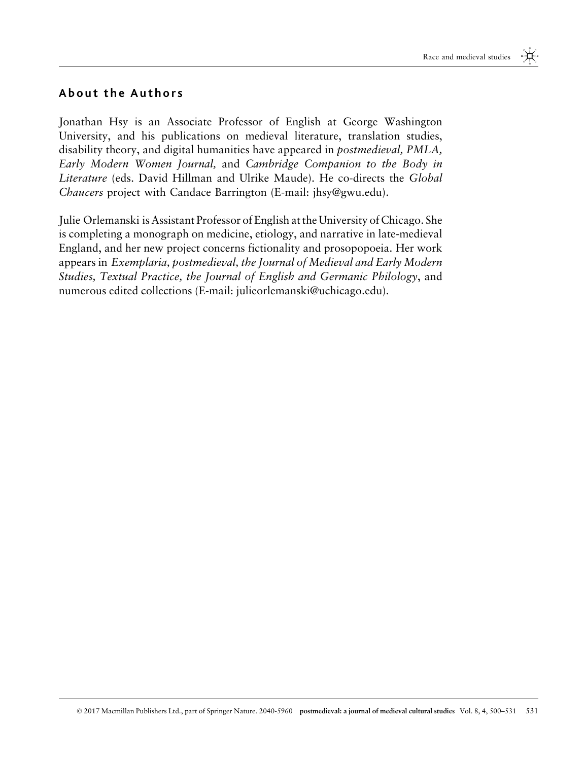## About the Authors

Jonathan Hsy is an Associate Professor of English at George Washington University, and his publications on medieval literature, translation studies, disability theory, and digital humanities have appeared in *postmedieval, PMLA, Early Modern Women Journal,* and *Cambridge Companion to the Body in Literature* (eds. David Hillman and Ulrike Maude). He co-directs the *Global Chaucers* project with Candace Barrington (E-mail: jhsy@gwu.edu).

Julie Orlemanski is Assistant Professor of English at the University of Chicago. She is completing a monograph on medicine, etiology, and narrative in late-medieval England, and her new project concerns fictionality and prosopopoeia. Her work appears in *Exemplaria, postmedieval, the Journal of Medieval and Early Modern Studies, Textual Practice, the Journal of English and Germanic Philology*, and numerous edited collections (E-mail: julieorlemanski@uchicago.edu).